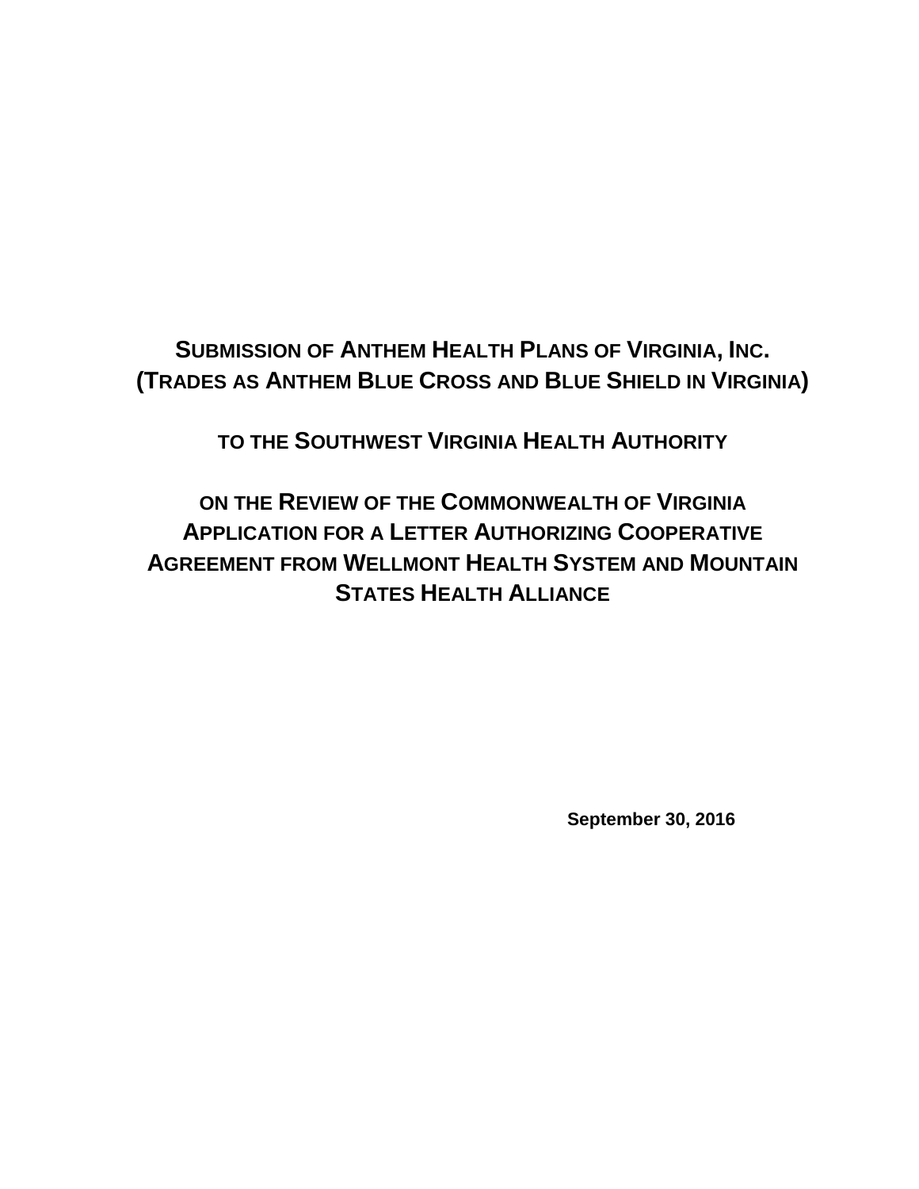# SUBMISSION OF ANTHEM HEALTH PLANS OF VIRGINIA, INC. (TRADES AS ANTHEM BLUE CROSS AND BLUE SHIELD IN VIRGINIA)

## TO THE SOUTHWEST VIRGINIA HEALTH AUTHORITY

## ON THE REVIEW OF THE COMMONWEALTH OF VIRGINIA APPLICATION FOR A LETTER AUTHORIZING COOPERATIVE AGREEMENT FROM WELLMONT HEALTH SYSTEM AND MOUNTAIN STATES HEALTH ALLIANCE

**September 30, 2016**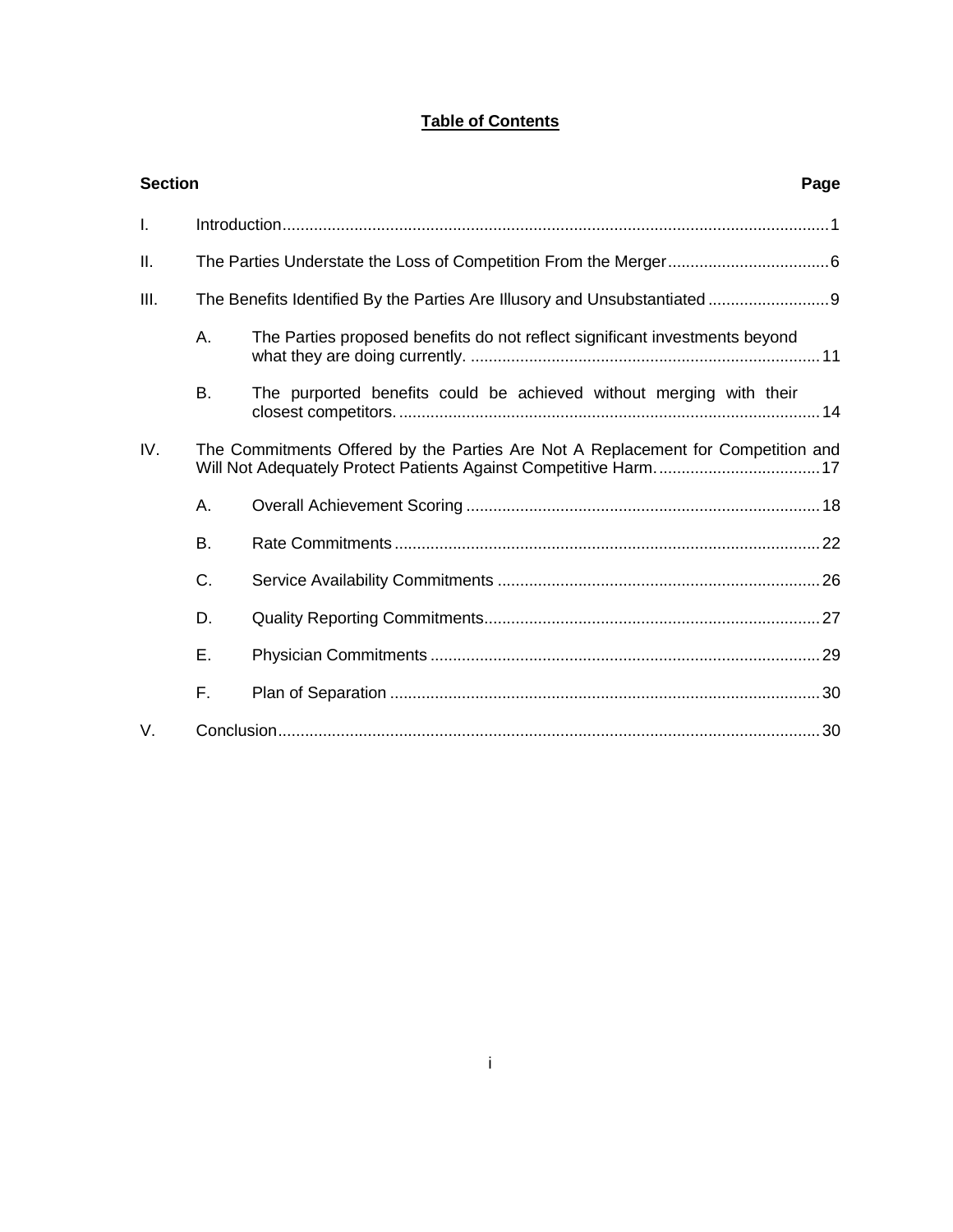# Table of Contents

| Section | | | Page |
|---|---|---|---|
| I. | Introduction | | 1 |
| II. | The Parties Understate the Loss of Competition From the Merger | | 6 |
| III. | The Benefits Identified By the Parties Are Illusory and Unsubstantiated | | 9 |
| | A. | The Parties proposed benefits do not reflect significant investments beyond what they are doing currently. | 11 |
| | B. | The purported benefits could be achieved without merging with their closest competitors. | 14 |
| IV. | The Commitments Offered by the Parties Are Not A Replacement for Competition and Will Not Adequately Protect Patients Against Competitive Harm. | | 17 |
| | A. | Overall Achievement Scoring | 18 |
| | B. | Rate Commitments | 22 |
| | C. | Service Availability Commitments | 26 |
| | D. | Quality Reporting Commitments | 27 |
| | E. | Physician Commitments | 29 |
| | F. | Plan of Separation | 30 |
| V. | Conclusion | | 30 |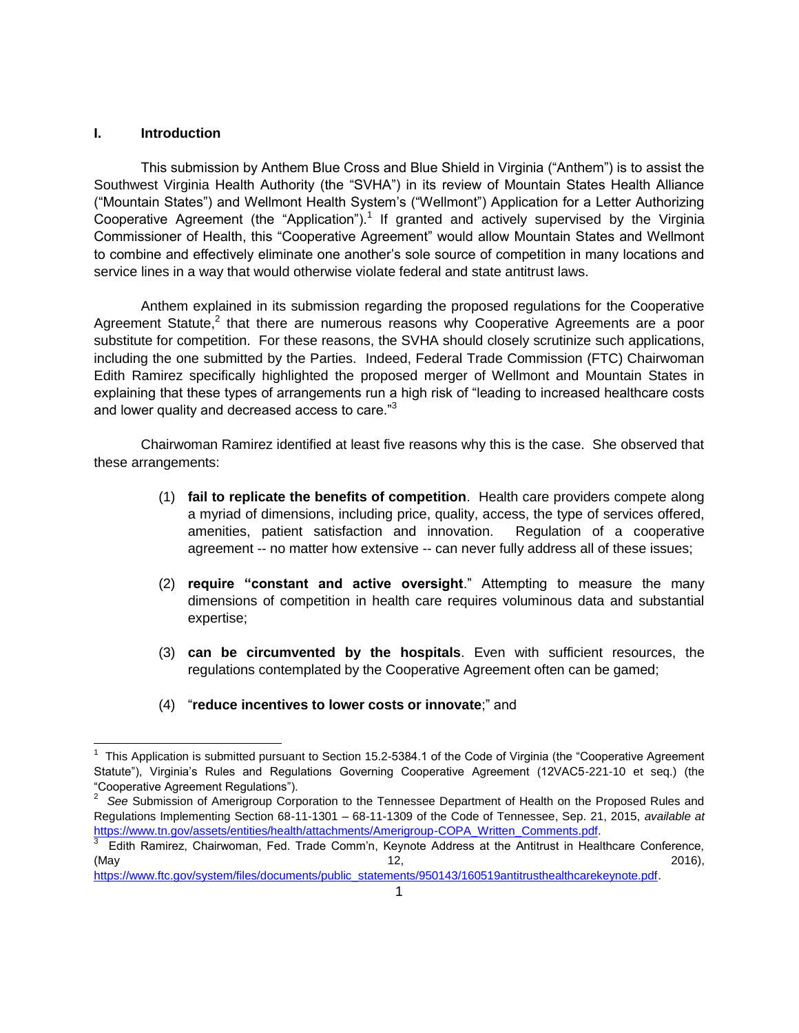## I. Introduction

This submission by Anthem Blue Cross and Blue Shield in Virginia ("Anthem") is to assist the Southwest Virginia Health Authority (the "SVHA") in its review of Mountain States Health Alliance ("Mountain States") and Wellmont Health System's ("Wellmont") Application for a Letter Authorizing Cooperative Agreement (the "Application").[1] If granted and actively supervised by the Virginia Commissioner of Health, this "Cooperative Agreement" would allow Mountain States and Wellmont to combine and effectively eliminate one another's sole source of competition in many locations and service lines in a way that would otherwise violate federal and state antitrust laws.

Anthem explained in its submission regarding the proposed regulations for the Cooperative Agreement Statute,[2] that there are numerous reasons why Cooperative Agreements are a poor substitute for competition. For these reasons, the SVHA should closely scrutinize such applications, including the one submitted by the Parties. Indeed, Federal Trade Commission (FTC) Chairwoman Edith Ramirez specifically highlighted the proposed merger of Wellmont and Mountain States in explaining that these types of arrangements run a high risk of "leading to increased healthcare costs and lower quality and decreased access to care."[3]

Chairwoman Ramirez identified at least five reasons why this is the case. She observed that these arrangements:

(1) **fail to replicate the benefits of competition**. Health care providers compete along a myriad of dimensions, including price, quality, access, the type of services offered, amenities, patient satisfaction and innovation. Regulation of a cooperative agreement -- no matter how extensive -- can never fully address all of these issues;

(2) **require "constant and active oversight**." Attempting to measure the many dimensions of competition in health care requires voluminous data and substantial expertise;

(3) **can be circumvented by the hospitals**. Even with sufficient resources, the regulations contemplated by the Cooperative Agreement often can be gamed;

(4) "**reduce incentives to lower costs or innovate**;" and

---

[1] This Application is submitted pursuant to Section 15.2-5384.1 of the Code of Virginia (the "Cooperative Agreement Statute"), Virginia's Rules and Regulations Governing Cooperative Agreement (12VAC5-221-10 et seq.) (the "Cooperative Agreement Regulations").

[2] *See* Submission of Amerigroup Corporation to the Tennessee Department of Health on the Proposed Rules and Regulations Implementing Section 68-11-1301 – 68-11-1309 of the Code of Tennessee, Sep. 21, 2015, *available at* https://www.tn.gov/assets/entities/health/attachments/Amerigroup-COPA_Written_Comments.pdf.

[3] Edith Ramirez, Chairwoman, Fed. Trade Comm'n, Keynote Address at the Antitrust in Healthcare Conference, (May 12, 2016), https://www.ftc.gov/system/files/documents/public_statements/950143/160519antitrusthealthcarekeynote.pdf.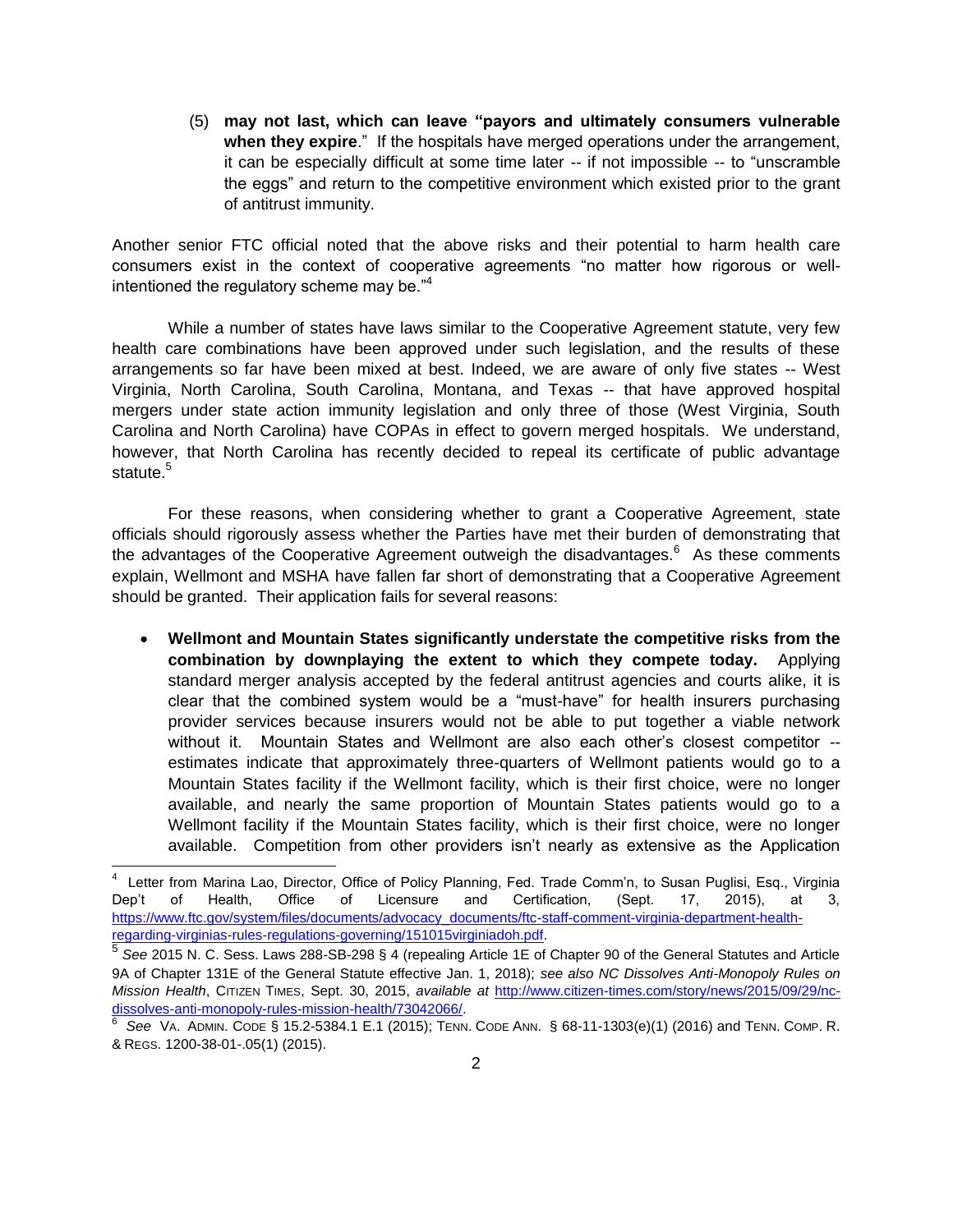(5) **may not last, which can leave "payors and ultimately consumers vulnerable when they expire**." If the hospitals have merged operations under the arrangement, it can be especially difficult at some time later -- if not impossible -- to "unscramble the eggs" and return to the competitive environment which existed prior to the grant of antitrust immunity.

Another senior FTC official noted that the above risks and their potential to harm health care consumers exist in the context of cooperative agreements "no matter how rigorous or well-intentioned the regulatory scheme may be."[4]

While a number of states have laws similar to the Cooperative Agreement statute, very few health care combinations have been approved under such legislation, and the results of these arrangements so far have been mixed at best. Indeed, we are aware of only five states -- West Virginia, North Carolina, South Carolina, Montana, and Texas -- that have approved hospital mergers under state action immunity legislation and only three of those (West Virginia, South Carolina and North Carolina) have COPAs in effect to govern merged hospitals. We understand, however, that North Carolina has recently decided to repeal its certificate of public advantage statute.[5]

For these reasons, when considering whether to grant a Cooperative Agreement, state officials should rigorously assess whether the Parties have met their burden of demonstrating that the advantages of the Cooperative Agreement outweigh the disadvantages.[6] As these comments explain, Wellmont and MSHA have fallen far short of demonstrating that a Cooperative Agreement should be granted. Their application fails for several reasons:

- **Wellmont and Mountain States significantly understate the competitive risks from the combination by downplaying the extent to which they compete today.** Applying standard merger analysis accepted by the federal antitrust agencies and courts alike, it is clear that the combined system would be a "must-have" for health insurers purchasing provider services because insurers would not be able to put together a viable network without it. Mountain States and Wellmont are also each other's closest competitor -- estimates indicate that approximately three-quarters of Wellmont patients would go to a Mountain States facility if the Wellmont facility, which is their first choice, were no longer available, and nearly the same proportion of Mountain States patients would go to a Wellmont facility if the Mountain States facility, which is their first choice, were no longer available. Competition from other providers isn't nearly as extensive as the Application

---

[4] Letter from Marina Lao, Director, Office of Policy Planning, Fed. Trade Comm'n, to Susan Puglisi, Esq., Virginia Dep't of Health, Office of Licensure and Certification, (Sept. 17, 2015), at 3, https://www.ftc.gov/system/files/documents/advocacy_documents/ftc-staff-comment-virginia-department-health-regarding-virginias-rules-regulations-governing/151015virginiadoh.pdf.

[5] *See* 2015 N. C. Sess. Laws 288-SB-298 § 4 (repealing Article 1E of Chapter 90 of the General Statutes and Article 9A of Chapter 131E of the General Statute effective Jan. 1, 2018); *see also NC Dissolves Anti-Monopoly Rules on Mission Health*, CITIZEN TIMES, Sept. 30, 2015, *available at* http://www.citizen-times.com/story/news/2015/09/29/nc-dissolves-anti-monopoly-rules-mission-health/73042066/.

[6] *See* VA. ADMIN. CODE § 15.2-5384.1 E.1 (2015); TENN. CODE ANN. § 68-11-1303(e)(1) (2016) and TENN. COMP. R. & REGS. 1200-38-01-.05(1) (2015).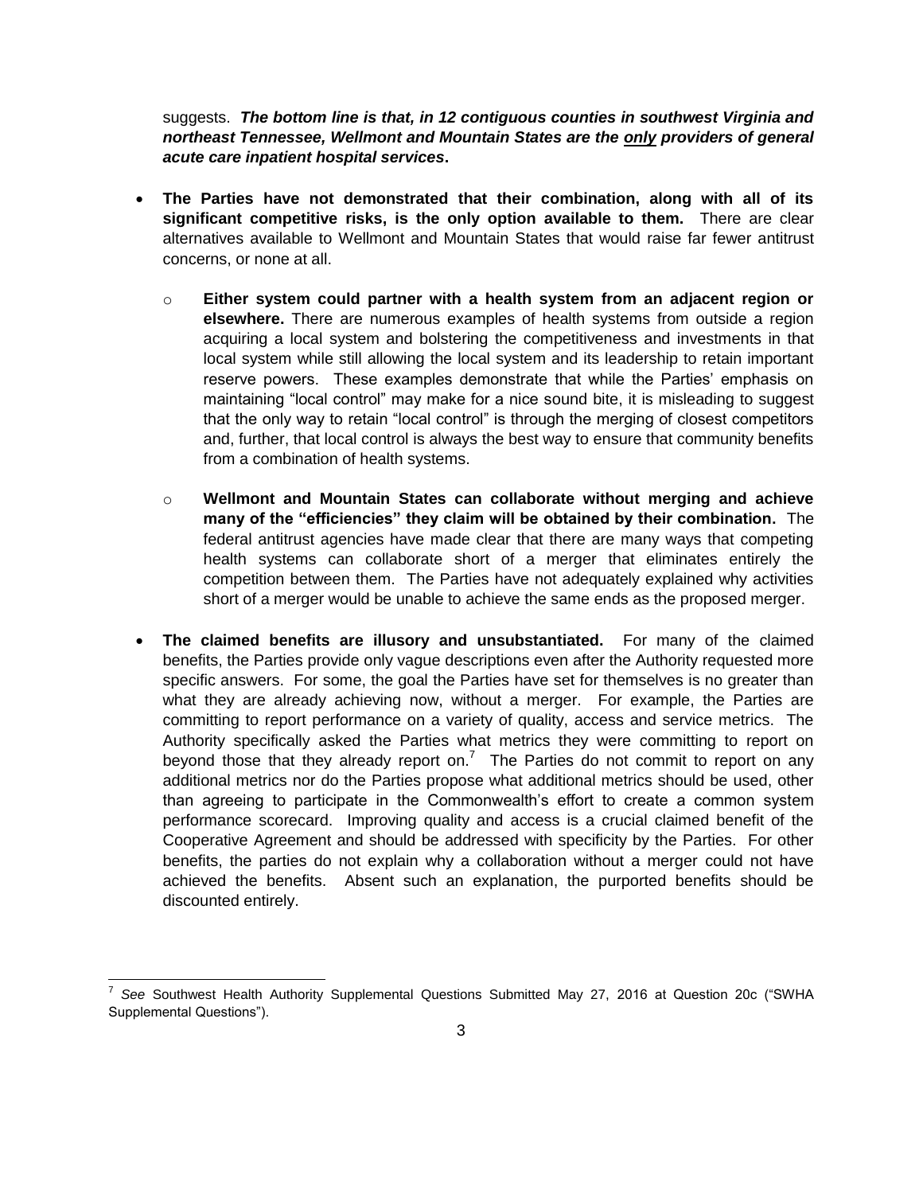suggests. ***The bottom line is that, in 12 contiguous counties in southwest Virginia and northeast Tennessee, Wellmont and Mountain States are the only providers of general acute care inpatient hospital services*.**

- **The Parties have not demonstrated that their combination, along with all of its significant competitive risks, is the only option available to them.** There are clear alternatives available to Wellmont and Mountain States that would raise far fewer antitrust concerns, or none at all.
  - **Either system could partner with a health system from an adjacent region or elsewhere.** There are numerous examples of health systems from outside a region acquiring a local system and bolstering the competitiveness and investments in that local system while still allowing the local system and its leadership to retain important reserve powers. These examples demonstrate that while the Parties' emphasis on maintaining "local control" may make for a nice sound bite, it is misleading to suggest that the only way to retain "local control" is through the merging of closest competitors and, further, that local control is always the best way to ensure that community benefits from a combination of health systems.
  - **Wellmont and Mountain States can collaborate without merging and achieve many of the "efficiencies" they claim will be obtained by their combination.** The federal antitrust agencies have made clear that there are many ways that competing health systems can collaborate short of a merger that eliminates entirely the competition between them. The Parties have not adequately explained why activities short of a merger would be unable to achieve the same ends as the proposed merger.
- **The claimed benefits are illusory and unsubstantiated.** For many of the claimed benefits, the Parties provide only vague descriptions even after the Authority requested more specific answers. For some, the goal the Parties have set for themselves is no greater than what they are already achieving now, without a merger. For example, the Parties are committing to report performance on a variety of quality, access and service metrics. The Authority specifically asked the Parties what metrics they were committing to report on beyond those that they already report on.[7] The Parties do not commit to report on any additional metrics nor do the Parties propose what additional metrics should be used, other than agreeing to participate in the Commonwealth's effort to create a common system performance scorecard. Improving quality and access is a crucial claimed benefit of the Cooperative Agreement and should be addressed with specificity by the Parties. For other benefits, the parties do not explain why a collaboration without a merger could not have achieved the benefits. Absent such an explanation, the purported benefits should be discounted entirely.

---

[7] *See* Southwest Health Authority Supplemental Questions Submitted May 27, 2016 at Question 20c ("SWHA Supplemental Questions").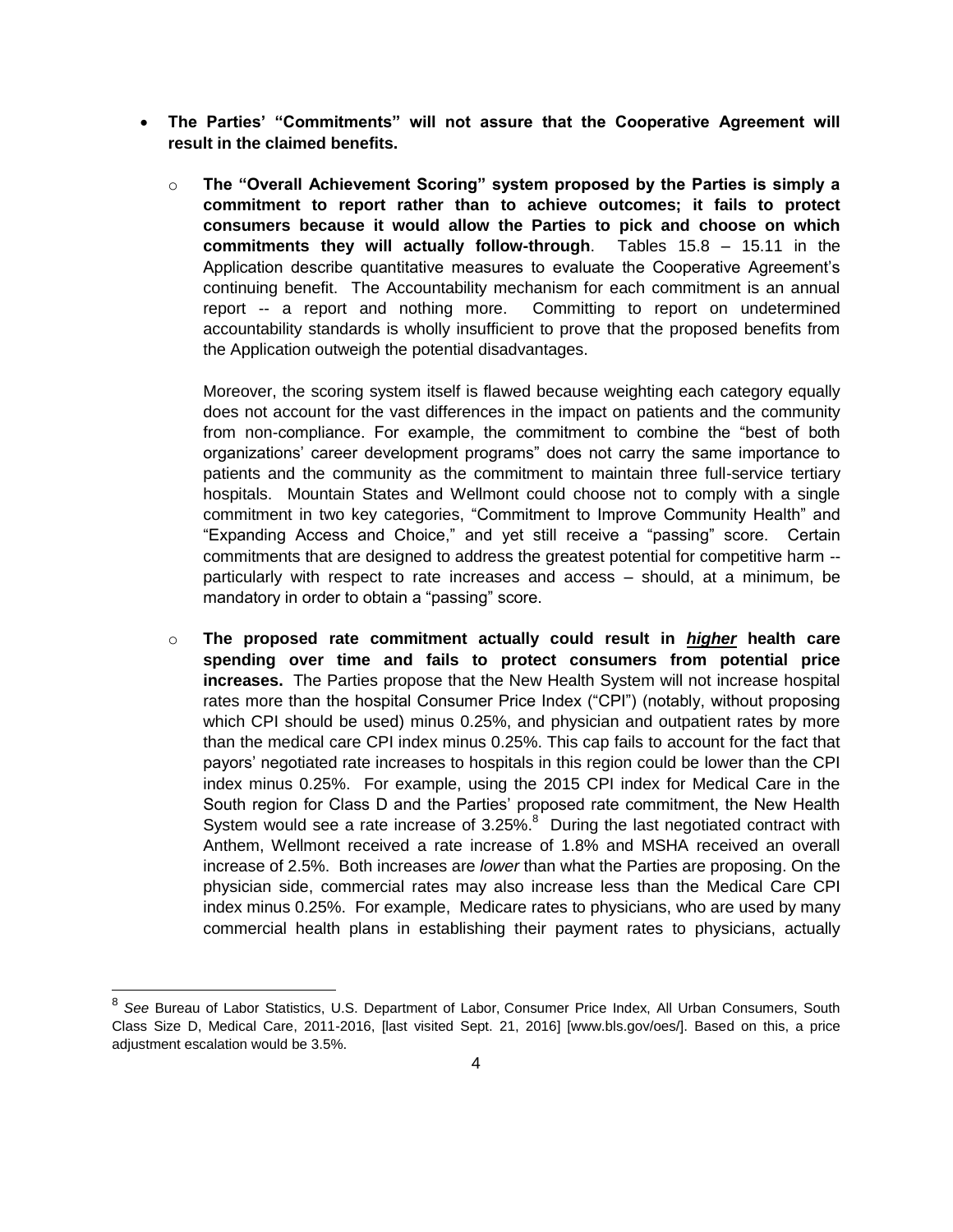- **The Parties' "Commitments" will not assure that the Cooperative Agreement will result in the claimed benefits.**

  - **The "Overall Achievement Scoring" system proposed by the Parties is simply a commitment to report rather than to achieve outcomes; it fails to protect consumers because it would allow the Parties to pick and choose on which commitments they will actually follow-through**. Tables 15.8 – 15.11 in the Application describe quantitative measures to evaluate the Cooperative Agreement's continuing benefit. The Accountability mechanism for each commitment is an annual report -- a report and nothing more. Committing to report on undetermined accountability standards is wholly insufficient to prove that the proposed benefits from the Application outweigh the potential disadvantages.

    Moreover, the scoring system itself is flawed because weighting each category equally does not account for the vast differences in the impact on patients and the community from non-compliance. For example, the commitment to combine the "best of both organizations' career development programs" does not carry the same importance to patients and the community as the commitment to maintain three full-service tertiary hospitals. Mountain States and Wellmont could choose not to comply with a single commitment in two key categories, "Commitment to Improve Community Health" and "Expanding Access and Choice," and yet still receive a "passing" score. Certain commitments that are designed to address the greatest potential for competitive harm -- particularly with respect to rate increases and access – should, at a minimum, be mandatory in order to obtain a "passing" score.

  - **The proposed rate commitment actually could result in _**higher**_ health care spending over time and fails to protect consumers from potential price increases.** The Parties propose that the New Health System will not increase hospital rates more than the hospital Consumer Price Index ("CPI") (notably, without proposing which CPI should be used) minus 0.25%, and physician and outpatient rates by more than the medical care CPI index minus 0.25%. This cap fails to account for the fact that payors' negotiated rate increases to hospitals in this region could be lower than the CPI index minus 0.25%. For example, using the 2015 CPI index for Medical Care in the South region for Class D and the Parties' proposed rate commitment, the New Health System would see a rate increase of 3.25%.[8] During the last negotiated contract with Anthem, Wellmont received a rate increase of 1.8% and MSHA received an overall increase of 2.5%. Both increases are *lower* than what the Parties are proposing. On the physician side, commercial rates may also increase less than the Medical Care CPI index minus 0.25%. For example, Medicare rates to physicians, who are used by many commercial health plans in establishing their payment rates to physicians, actually

---

[8] *See* Bureau of Labor Statistics, U.S. Department of Labor, Consumer Price Index, All Urban Consumers, South Class Size D, Medical Care, 2011-2016, [last visited Sept. 21, 2016] [www.bls.gov/oes/]. Based on this, a price adjustment escalation would be 3.5%.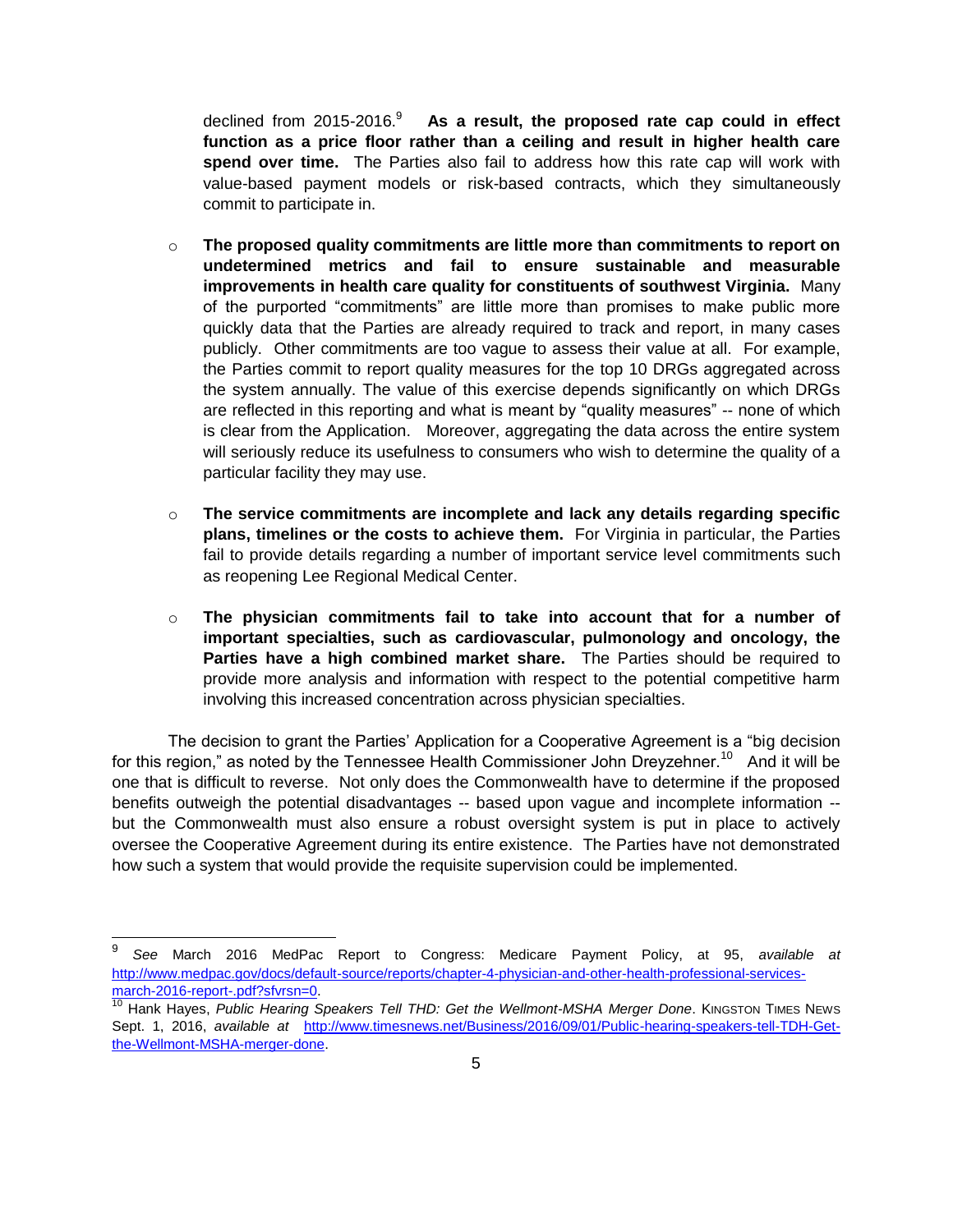declined from 2015-2016.[9] **As a result, the proposed rate cap could in effect function as a price floor rather than a ceiling and result in higher health care spend over time.** The Parties also fail to address how this rate cap will work with value-based payment models or risk-based contracts, which they simultaneously commit to participate in.

- **The proposed quality commitments are little more than commitments to report on undetermined metrics and fail to ensure sustainable and measurable improvements in health care quality for constituents of southwest Virginia.** Many of the purported "commitments" are little more than promises to make public more quickly data that the Parties are already required to track and report, in many cases publicly. Other commitments are too vague to assess their value at all. For example, the Parties commit to report quality measures for the top 10 DRGs aggregated across the system annually. The value of this exercise depends significantly on which DRGs are reflected in this reporting and what is meant by "quality measures" -- none of which is clear from the Application. Moreover, aggregating the data across the entire system will seriously reduce its usefulness to consumers who wish to determine the quality of a particular facility they may use.

- **The service commitments are incomplete and lack any details regarding specific plans, timelines or the costs to achieve them.** For Virginia in particular, the Parties fail to provide details regarding a number of important service level commitments such as reopening Lee Regional Medical Center.

- **The physician commitments fail to take into account that for a number of important specialties, such as cardiovascular, pulmonology and oncology, the Parties have a high combined market share.** The Parties should be required to provide more analysis and information with respect to the potential competitive harm involving this increased concentration across physician specialties.

The decision to grant the Parties' Application for a Cooperative Agreement is a "big decision for this region," as noted by the Tennessee Health Commissioner John Dreyzehner.[10] And it will be one that is difficult to reverse. Not only does the Commonwealth have to determine if the proposed benefits outweigh the potential disadvantages -- based upon vague and incomplete information -- but the Commonwealth must also ensure a robust oversight system is put in place to actively oversee the Cooperative Agreement during its entire existence. The Parties have not demonstrated how such a system that would provide the requisite supervision could be implemented.

---

[9] *See* March 2016 MedPac Report to Congress: Medicare Payment Policy, at 95, *available at* http://www.medpac.gov/docs/default-source/reports/chapter-4-physician-and-other-health-professional-services-march-2016-report-.pdf?sfvrsn=0.

[10] Hank Hayes, *Public Hearing Speakers Tell THD: Get the Wellmont-MSHA Merger Done*. KINGSTON TIMES NEWS Sept. 1, 2016, *available at* http://www.timesnews.net/Business/2016/09/01/Public-hearing-speakers-tell-TDH-Get-the-Wellmont-MSHA-merger-done.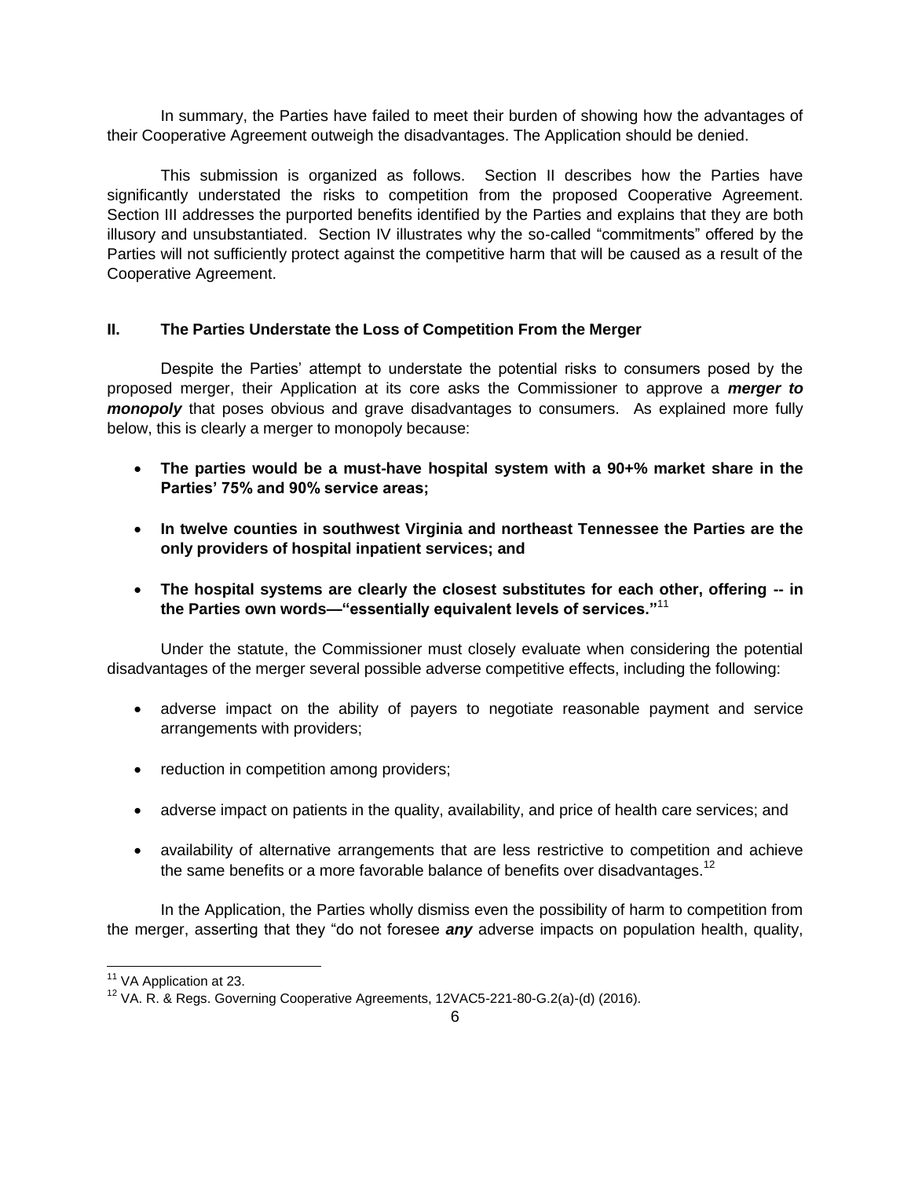In summary, the Parties have failed to meet their burden of showing how the advantages of their Cooperative Agreement outweigh the disadvantages. The Application should be denied.

This submission is organized as follows. Section II describes how the Parties have significantly understated the risks to competition from the proposed Cooperative Agreement. Section III addresses the purported benefits identified by the Parties and explains that they are both illusory and unsubstantiated. Section IV illustrates why the so-called "commitments" offered by the Parties will not sufficiently protect against the competitive harm that will be caused as a result of the Cooperative Agreement.

## II. The Parties Understate the Loss of Competition From the Merger

Despite the Parties' attempt to understate the potential risks to consumers posed by the proposed merger, their Application at its core asks the Commissioner to approve a ***merger to monopoly*** that poses obvious and grave disadvantages to consumers. As explained more fully below, this is clearly a merger to monopoly because:

- **The parties would be a must-have hospital system with a 90+% market share in the Parties' 75% and 90% service areas;**
- **In twelve counties in southwest Virginia and northeast Tennessee the Parties are the only providers of hospital inpatient services; and**
- **The hospital systems are clearly the closest substitutes for each other, offering -- in the Parties own words—"essentially equivalent levels of services."**[11]

Under the statute, the Commissioner must closely evaluate when considering the potential disadvantages of the merger several possible adverse competitive effects, including the following:

- adverse impact on the ability of payers to negotiate reasonable payment and service arrangements with providers;
- reduction in competition among providers;
- adverse impact on patients in the quality, availability, and price of health care services; and
- availability of alternative arrangements that are less restrictive to competition and achieve the same benefits or a more favorable balance of benefits over disadvantages.[12]

In the Application, the Parties wholly dismiss even the possibility of harm to competition from the merger, asserting that they "do not foresee ***any*** adverse impacts on population health, quality,

[11] VA Application at 23.

[12] VA. R. & Regs. Governing Cooperative Agreements, 12VAC5-221-80-G.2(a)-(d) (2016).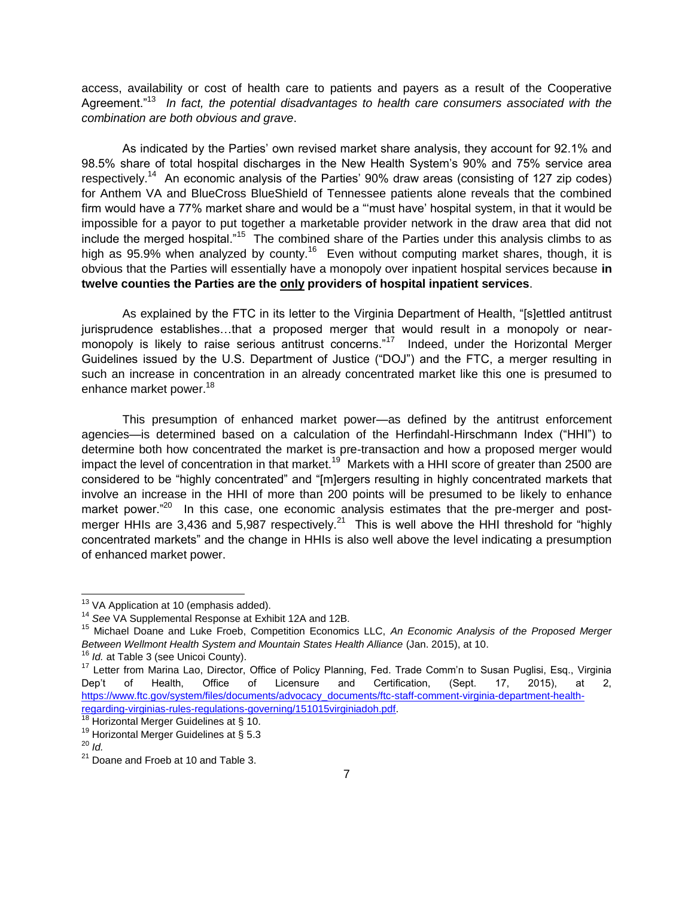access, availability or cost of health care to patients and payers as a result of the Cooperative Agreement."[13] *In fact, the potential disadvantages to health care consumers associated with the combination are both obvious and grave*.

As indicated by the Parties' own revised market share analysis, they account for 92.1% and 98.5% share of total hospital discharges in the New Health System's 90% and 75% service area respectively.[14] An economic analysis of the Parties' 90% draw areas (consisting of 127 zip codes) for Anthem VA and BlueCross BlueShield of Tennessee patients alone reveals that the combined firm would have a 77% market share and would be a "'must have' hospital system, in that it would be impossible for a payor to put together a marketable provider network in the draw area that did not include the merged hospital."[15] The combined share of the Parties under this analysis climbs to as high as 95.9% when analyzed by county.[16] Even without computing market shares, though, it is obvious that the Parties will essentially have a monopoly over inpatient hospital services because **in twelve counties the Parties are the <u>only</u> providers of hospital inpatient services**.

As explained by the FTC in its letter to the Virginia Department of Health, "[s]ettled antitrust jurisprudence establishes…that a proposed merger that would result in a monopoly or near-monopoly is likely to raise serious antitrust concerns."[17] Indeed, under the Horizontal Merger Guidelines issued by the U.S. Department of Justice ("DOJ") and the FTC, a merger resulting in such an increase in concentration in an already concentrated market like this one is presumed to enhance market power.[18]

This presumption of enhanced market power—as defined by the antitrust enforcement agencies—is determined based on a calculation of the Herfindahl-Hirschmann Index ("HHI") to determine both how concentrated the market is pre-transaction and how a proposed merger would impact the level of concentration in that market.[19] Markets with a HHI score of greater than 2500 are considered to be "highly concentrated" and "[m]ergers resulting in highly concentrated markets that involve an increase in the HHI of more than 200 points will be presumed to be likely to enhance market power."[20] In this case, one economic analysis estimates that the pre-merger and post-merger HHIs are 3,436 and 5,987 respectively.[21] This is well above the HHI threshold for "highly concentrated markets" and the change in HHIs is also well above the level indicating a presumption of enhanced market power.

---

[13] VA Application at 10 (emphasis added).

[14] *See* VA Supplemental Response at Exhibit 12A and 12B.

[15] Michael Doane and Luke Froeb, Competition Economics LLC, *An Economic Analysis of the Proposed Merger Between Wellmont Health System and Mountain States Health Alliance* (Jan. 2015), at 10.

[16] *Id.* at Table 3 (see Unicoi County).

[17] Letter from Marina Lao, Director, Office of Policy Planning, Fed. Trade Comm'n to Susan Puglisi, Esq., Virginia Dep't of Health, Office of Licensure and Certification, (Sept. 17, 2015), at 2, https://www.ftc.gov/system/files/documents/advocacy_documents/ftc-staff-comment-virginia-department-health-regarding-virginias-rules-regulations-governing/151015virginiadoh.pdf.

[18] Horizontal Merger Guidelines at § 10.

[19] Horizontal Merger Guidelines at § 5.3

[20] *Id.*

[21] Doane and Froeb at 10 and Table 3.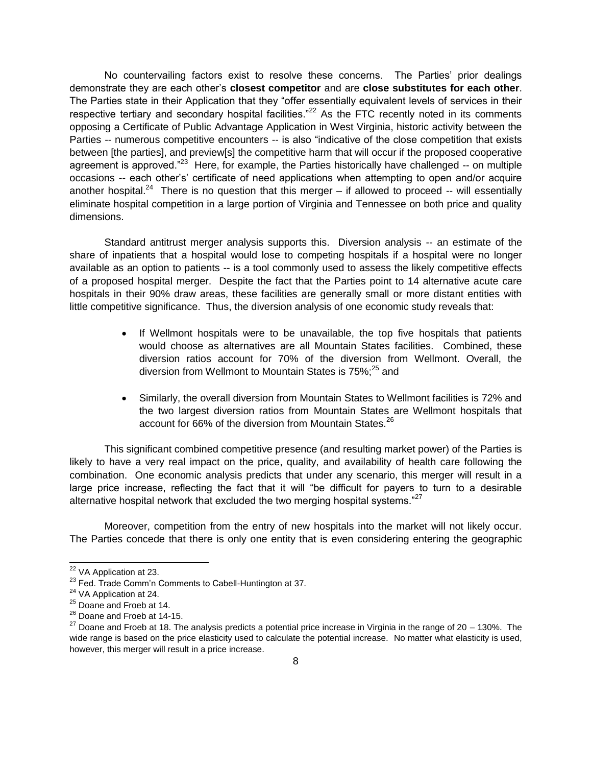No countervailing factors exist to resolve these concerns. The Parties' prior dealings demonstrate they are each other's **closest competitor** and are **close substitutes for each other**. The Parties state in their Application that they "offer essentially equivalent levels of services in their respective tertiary and secondary hospital facilities."[22] As the FTC recently noted in its comments opposing a Certificate of Public Advantage Application in West Virginia, historic activity between the Parties -- numerous competitive encounters -- is also "indicative of the close competition that exists between [the parties], and preview[s] the competitive harm that will occur if the proposed cooperative agreement is approved."[23] Here, for example, the Parties historically have challenged -- on multiple occasions -- each other's' certificate of need applications when attempting to open and/or acquire another hospital.[24] There is no question that this merger – if allowed to proceed -- will essentially eliminate hospital competition in a large portion of Virginia and Tennessee on both price and quality dimensions.

Standard antitrust merger analysis supports this. Diversion analysis -- an estimate of the share of inpatients that a hospital would lose to competing hospitals if a hospital were no longer available as an option to patients -- is a tool commonly used to assess the likely competitive effects of a proposed hospital merger. Despite the fact that the Parties point to 14 alternative acute care hospitals in their 90% draw areas, these facilities are generally small or more distant entities with little competitive significance. Thus, the diversion analysis of one economic study reveals that:

- If Wellmont hospitals were to be unavailable, the top five hospitals that patients would choose as alternatives are all Mountain States facilities. Combined, these diversion ratios account for 70% of the diversion from Wellmont. Overall, the diversion from Wellmont to Mountain States is 75%;[25] and
- Similarly, the overall diversion from Mountain States to Wellmont facilities is 72% and the two largest diversion ratios from Mountain States are Wellmont hospitals that account for 66% of the diversion from Mountain States.[26]

This significant combined competitive presence (and resulting market power) of the Parties is likely to have a very real impact on the price, quality, and availability of health care following the combination. One economic analysis predicts that under any scenario, this merger will result in a large price increase, reflecting the fact that it will "be difficult for payers to turn to a desirable alternative hospital network that excluded the two merging hospital systems."[27]

Moreover, competition from the entry of new hospitals into the market will not likely occur. The Parties concede that there is only one entity that is even considering entering the geographic

---

[22] VA Application at 23.

[23] Fed. Trade Comm'n Comments to Cabell-Huntington at 37.

[24] VA Application at 24.

[25] Doane and Froeb at 14.

[26] Doane and Froeb at 14-15.

[27] Doane and Froeb at 18. The analysis predicts a potential price increase in Virginia in the range of 20 – 130%. The wide range is based on the price elasticity used to calculate the potential increase. No matter what elasticity is used, however, this merger will result in a price increase.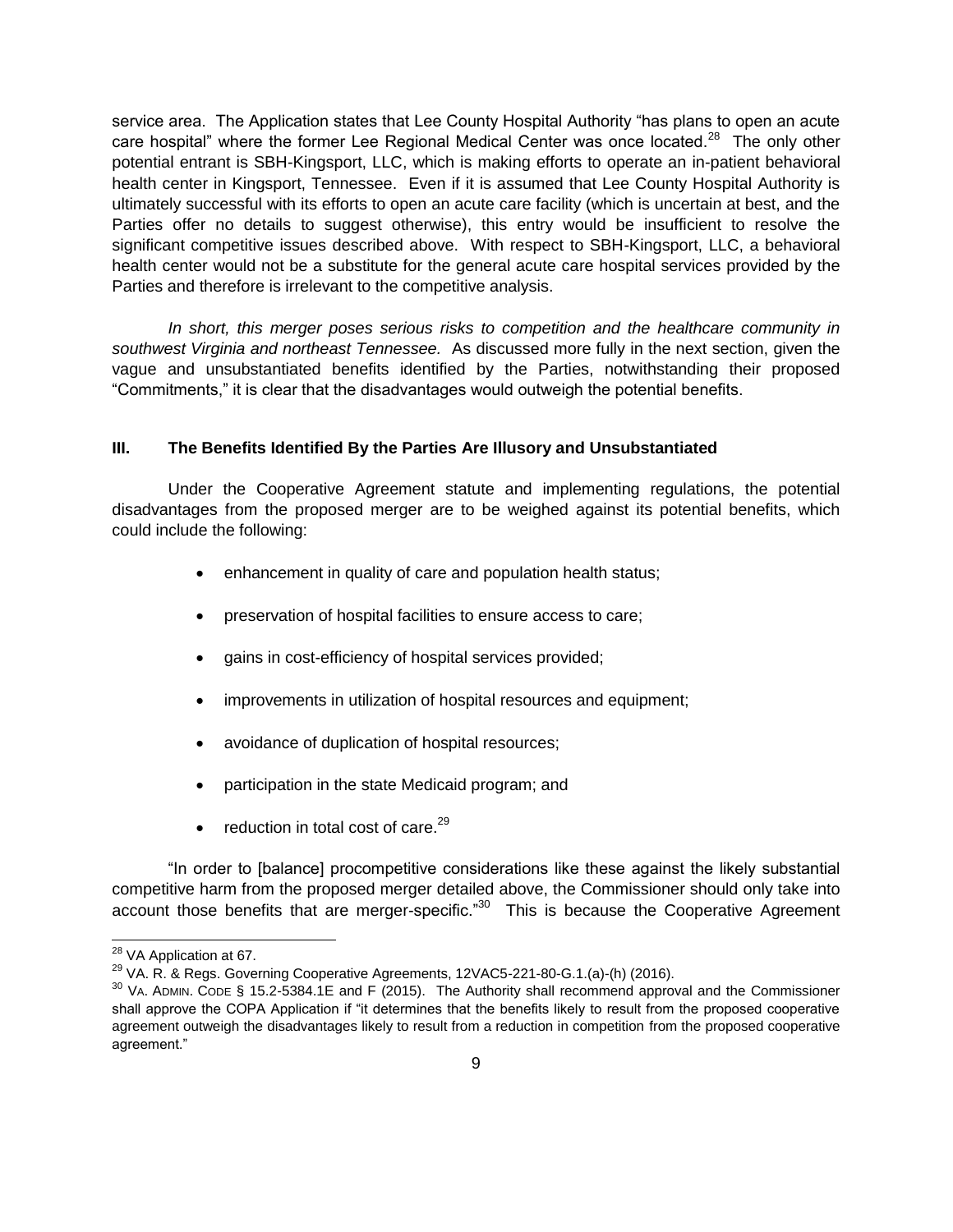service area. The Application states that Lee County Hospital Authority "has plans to open an acute care hospital" where the former Lee Regional Medical Center was once located.[28] The only other potential entrant is SBH-Kingsport, LLC, which is making efforts to operate an in-patient behavioral health center in Kingsport, Tennessee. Even if it is assumed that Lee County Hospital Authority is ultimately successful with its efforts to open an acute care facility (which is uncertain at best, and the Parties offer no details to suggest otherwise), this entry would be insufficient to resolve the significant competitive issues described above. With respect to SBH-Kingsport, LLC, a behavioral health center would not be a substitute for the general acute care hospital services provided by the Parties and therefore is irrelevant to the competitive analysis.

*In short, this merger poses serious risks to competition and the healthcare community in southwest Virginia and northeast Tennessee.* As discussed more fully in the next section, given the vague and unsubstantiated benefits identified by the Parties, notwithstanding their proposed "Commitments," it is clear that the disadvantages would outweigh the potential benefits.

## III. The Benefits Identified By the Parties Are Illusory and Unsubstantiated

Under the Cooperative Agreement statute and implementing regulations, the potential disadvantages from the proposed merger are to be weighed against its potential benefits, which could include the following:

- enhancement in quality of care and population health status;
- preservation of hospital facilities to ensure access to care;
- gains in cost-efficiency of hospital services provided;
- improvements in utilization of hospital resources and equipment;
- avoidance of duplication of hospital resources;
- participation in the state Medicaid program; and
- reduction in total cost of care.[29]

"In order to [balance] procompetitive considerations like these against the likely substantial competitive harm from the proposed merger detailed above, the Commissioner should only take into account those benefits that are merger-specific."[30] This is because the Cooperative Agreement

---

[28] VA Application at 67.

[29] VA. R. & Regs. Governing Cooperative Agreements, 12VAC5-221-80-G.1.(a)-(h) (2016).

[30] VA. ADMIN. CODE § 15.2-5384.1E and F (2015). The Authority shall recommend approval and the Commissioner shall approve the COPA Application if "it determines that the benefits likely to result from the proposed cooperative agreement outweigh the disadvantages likely to result from a reduction in competition from the proposed cooperative agreement."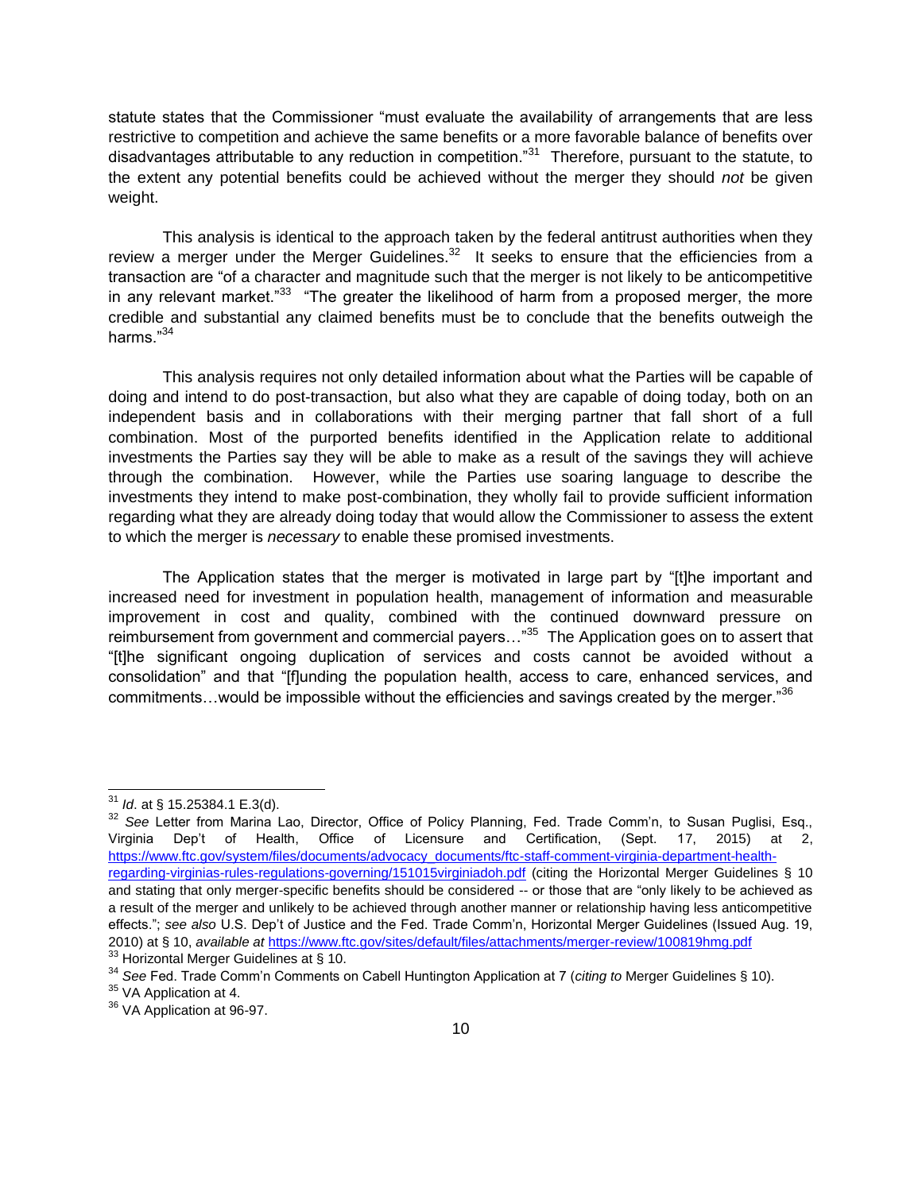statute states that the Commissioner "must evaluate the availability of arrangements that are less restrictive to competition and achieve the same benefits or a more favorable balance of benefits over disadvantages attributable to any reduction in competition."[31] Therefore, pursuant to the statute, to the extent any potential benefits could be achieved without the merger they should *not* be given weight.

This analysis is identical to the approach taken by the federal antitrust authorities when they review a merger under the Merger Guidelines.[32] It seeks to ensure that the efficiencies from a transaction are "of a character and magnitude such that the merger is not likely to be anticompetitive in any relevant market."[33] "The greater the likelihood of harm from a proposed merger, the more credible and substantial any claimed benefits must be to conclude that the benefits outweigh the harms."[34]

This analysis requires not only detailed information about what the Parties will be capable of doing and intend to do post-transaction, but also what they are capable of doing today, both on an independent basis and in collaborations with their merging partner that fall short of a full combination. Most of the purported benefits identified in the Application relate to additional investments the Parties say they will be able to make as a result of the savings they will achieve through the combination. However, while the Parties use soaring language to describe the investments they intend to make post-combination, they wholly fail to provide sufficient information regarding what they are already doing today that would allow the Commissioner to assess the extent to which the merger is *necessary* to enable these promised investments.

The Application states that the merger is motivated in large part by "[t]he important and increased need for investment in population health, management of information and measurable improvement in cost and quality, combined with the continued downward pressure on reimbursement from government and commercial payers…"[35] The Application goes on to assert that "[t]he significant ongoing duplication of services and costs cannot be avoided without a consolidation" and that "[f]unding the population health, access to care, enhanced services, and commitments…would be impossible without the efficiencies and savings created by the merger."[36]

---

[31] *Id*. at § 15.25384.1 E.3(d).

[32] *See* Letter from Marina Lao, Director, Office of Policy Planning, Fed. Trade Comm'n, to Susan Puglisi, Esq., Virginia Dep't of Health, Office of Licensure and Certification, (Sept. 17, 2015) at 2, https://www.ftc.gov/system/files/documents/advocacy_documents/ftc-staff-comment-virginia-department-health-regarding-virginias-rules-regulations-governing/151015virginiadoh.pdf (citing the Horizontal Merger Guidelines § 10 and stating that only merger-specific benefits should be considered -- or those that are "only likely to be achieved as a result of the merger and unlikely to be achieved through another manner or relationship having less anticompetitive effects."; *see also* U.S. Dep't of Justice and the Fed. Trade Comm'n, Horizontal Merger Guidelines (Issued Aug. 19, 2010) at § 10, *available at* https://www.ftc.gov/sites/default/files/attachments/merger-review/100819hmg.pdf

[33] Horizontal Merger Guidelines at § 10.

[34] *See* Fed. Trade Comm'n Comments on Cabell Huntington Application at 7 (*citing to* Merger Guidelines § 10).

[35] VA Application at 4.

[36] VA Application at 96-97.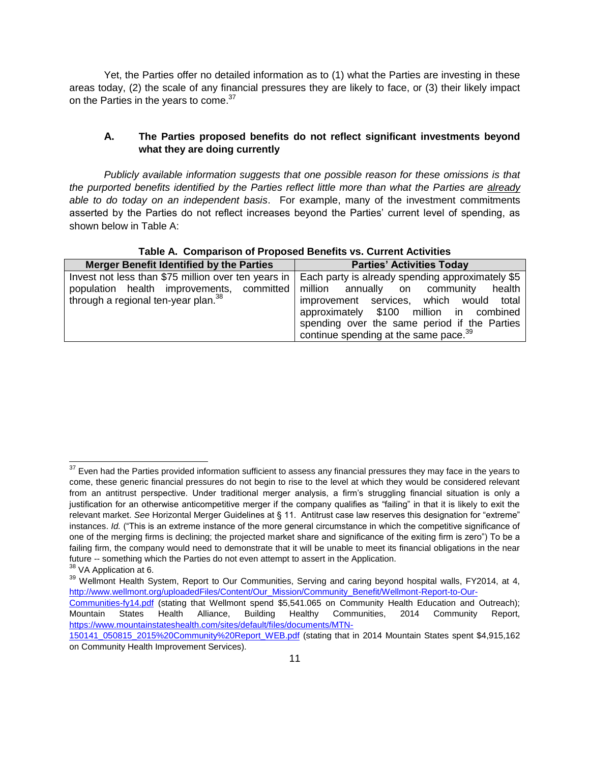Yet, the Parties offer no detailed information as to (1) what the Parties are investing in these areas today, (2) the scale of any financial pressures they are likely to face, or (3) their likely impact on the Parties in the years to come.[37]

### A. The Parties proposed benefits do not reflect significant investments beyond what they are doing currently

*Publicly available information suggests that one possible reason for these omissions is that the purported benefits identified by the Parties reflect little more than what the Parties are already able to do today on an independent basis*. For example, many of the investment commitments asserted by the Parties do not reflect increases beyond the Parties' current level of spending, as shown below in Table A:

**Table A. Comparison of Proposed Benefits vs. Current Activities**

| Merger Benefit Identified by the Parties | Parties' Activities Today |
|---|---|
| Invest not less than $75 million over ten years in population health improvements, committed through a regional ten-year plan.[38] | Each party is already spending approximately $5 million annually on community health improvement services, which would total approximately $100 million in combined spending over the same period if the Parties continue spending at the same pace.[39] |

---

[37] Even had the Parties provided information sufficient to assess any financial pressures they may face in the years to come, these generic financial pressures do not begin to rise to the level at which they would be considered relevant from an antitrust perspective. Under traditional merger analysis, a firm's struggling financial situation is only a justification for an otherwise anticompetitive merger if the company qualifies as "failing" in that it is likely to exit the relevant market. *See* Horizontal Merger Guidelines at § 11. Antitrust case law reserves this designation for "extreme" instances. *Id.* ("This is an extreme instance of the more general circumstance in which the competitive significance of one of the merging firms is declining; the projected market share and significance of the exiting firm is zero") To be a failing firm, the company would need to demonstrate that it will be unable to meet its financial obligations in the near future -- something which the Parties do not even attempt to assert in the Application.

[38] VA Application at 6.

[39] Wellmont Health System, Report to Our Communities, Serving and caring beyond hospital walls, FY2014, at 4, http://www.wellmont.org/uploadedFiles/Content/Our_Mission/Community_Benefit/Wellmont-Report-to-Our-Communities-fy14.pdf (stating that Wellmont spend $5,541.065 on Community Health Education and Outreach); Mountain States Health Alliance, Building Healthy Communities, 2014 Community Report, https://www.mountainstateshealth.com/sites/default/files/documents/MTN-150141_050815_2015%20Community%20Report_WEB.pdf (stating that in 2014 Mountain States spent $4,915,162 on Community Health Improvement Services).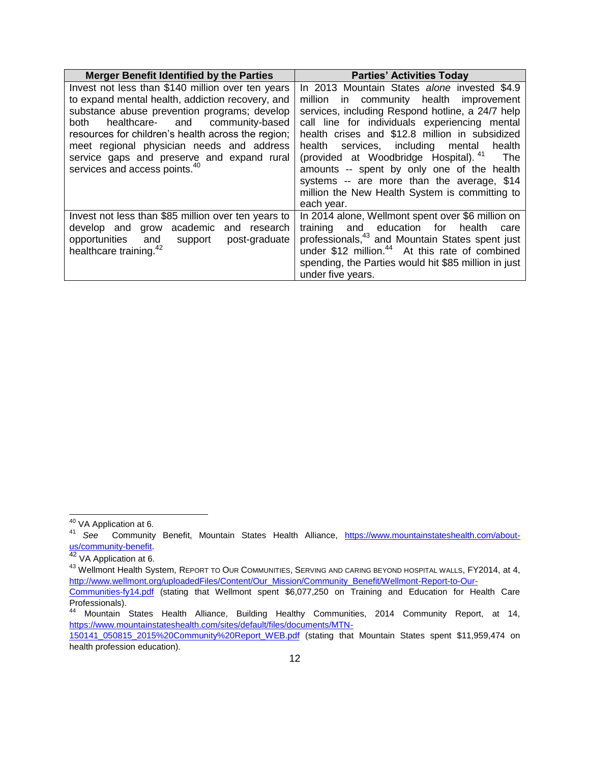| Merger Benefit Identified by the Parties | Parties' Activities Today |
|---|---|
| Invest not less than $140 million over ten years to expand mental health, addiction recovery, and substance abuse prevention programs; develop both healthcare- and community-based resources for children's health across the region; meet regional physician needs and address service gaps and preserve and expand rural services and access points.[40] | In 2013 Mountain States *alone* invested $4.9 million in community health improvement services, including Respond hotline, a 24/7 help call line for individuals experiencing mental health crises and $12.8 million in subsidized health services, including mental health (provided at Woodbridge Hospital).[41] The amounts -- spent by only one of the health systems -- are more than the average, $14 million the New Health System is committing to each year. |
| Invest not less than $85 million over ten years to develop and grow academic and research opportunities and support post-graduate healthcare training.[42] | In 2014 alone, Wellmont spent over $6 million on training and education for health care professionals,[43] and Mountain States spent just under $12 million.[44] At this rate of combined spending, the Parties would hit $85 million in just under five years. |

[40] VA Application at 6.

[41] *See* Community Benefit, Mountain States Health Alliance, https://www.mountainstateshealth.com/about-us/community-benefit.

[42] VA Application at 6.

[43] Wellmont Health System, Report to Our Communities, Serving and caring beyond hospital walls, FY2014, at 4, http://www.wellmont.org/uploadedFiles/Content/Our_Mission/Community_Benefit/Wellmont-Report-to-Our-Communities-fy14.pdf (stating that Wellmont spent $6,077,250 on Training and Education for Health Care Professionals).

[44] Mountain States Health Alliance, Building Healthy Communities, 2014 Community Report, at 14, https://www.mountainstateshealth.com/sites/default/files/documents/MTN-150141_050815_2015%20Community%20Report_WEB.pdf (stating that Mountain States spent $11,959,474 on health profession education).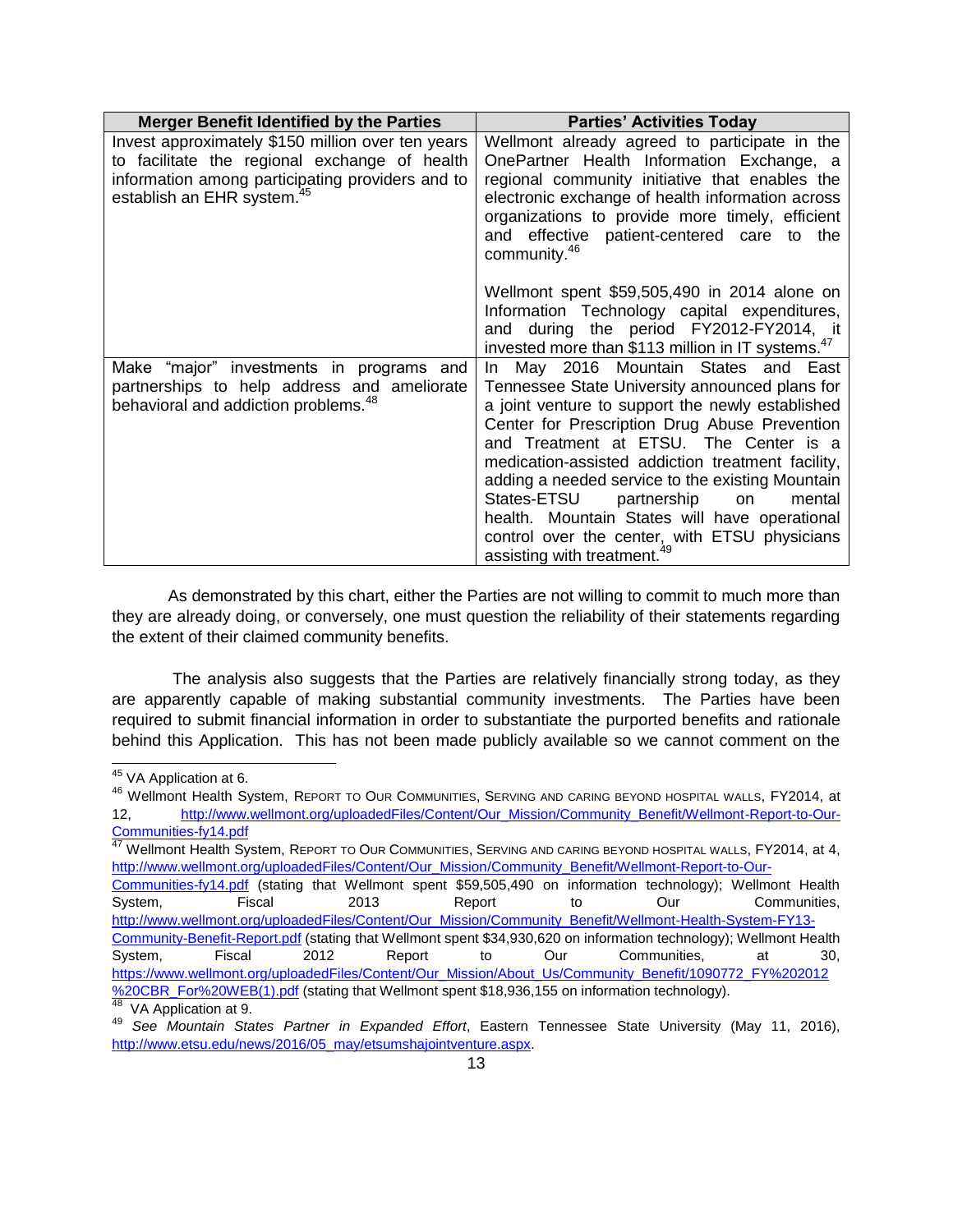| Merger Benefit Identified by the Parties | Parties' Activities Today |
|---|---|
| Invest approximately $150 million over ten years to facilitate the regional exchange of health information among participating providers and to establish an EHR system.[45] | Wellmont already agreed to participate in the OnePartner Health Information Exchange, a regional community initiative that enables the electronic exchange of health information across organizations to provide more timely, efficient and effective patient-centered care to the community.[46]<br><br>Wellmont spent $59,505,490 in 2014 alone on Information Technology capital expenditures, and during the period FY2012-FY2014, it invested more than $113 million in IT systems.[47] |
| Make "major" investments in programs and partnerships to help address and ameliorate behavioral and addiction problems.[48] | In May 2016 Mountain States and East Tennessee State University announced plans for a joint venture to support the newly established Center for Prescription Drug Abuse Prevention and Treatment at ETSU. The Center is a medication-assisted addiction treatment facility, adding a needed service to the existing Mountain States-ETSU partnership on mental health. Mountain States will have operational control over the center, with ETSU physicians assisting with treatment.[49] |

As demonstrated by this chart, either the Parties are not willing to commit to much more than they are already doing, or conversely, one must question the reliability of their statements regarding the extent of their claimed community benefits.

The analysis also suggests that the Parties are relatively financially strong today, as they are apparently capable of making substantial community investments. The Parties have been required to submit financial information in order to substantiate the purported benefits and rationale behind this Application. This has not been made publicly available so we cannot comment on the

---

[45] VA Application at 6.

[46] Wellmont Health System, Report to Our Communities, Serving and caring beyond hospital walls, FY2014, at 12, http://www.wellmont.org/uploadedFiles/Content/Our_Mission/Community_Benefit/Wellmont-Report-to-Our-Communities-fy14.pdf

[47] Wellmont Health System, Report to Our Communities, Serving and caring beyond hospital walls, FY2014, at 4, http://www.wellmont.org/uploadedFiles/Content/Our_Mission/Community_Benefit/Wellmont-Report-to-Our-Communities-fy14.pdf (stating that Wellmont spent $59,505,490 on information technology); Wellmont Health System, Fiscal 2013 Report to Our Communities, http://www.wellmont.org/uploadedFiles/Content/Our_Mission/Community_Benefit/Wellmont-Health-System-FY13-Community-Benefit-Report.pdf (stating that Wellmont spent $34,930,620 on information technology); Wellmont Health System, Fiscal 2012 Report to Our Communities, at 30, https://www.wellmont.org/uploadedFiles/Content/Our_Mission/About_Us/Community_Benefit/1090772_FY%202012%20CBR_For%20WEB(1).pdf (stating that Wellmont spent $18,936,155 on information technology).

[48] VA Application at 9.

[49] *See Mountain States Partner in Expanded Effort*, Eastern Tennessee State University (May 11, 2016), http://www.etsu.edu/news/2016/05_may/etsumshajointventure.aspx.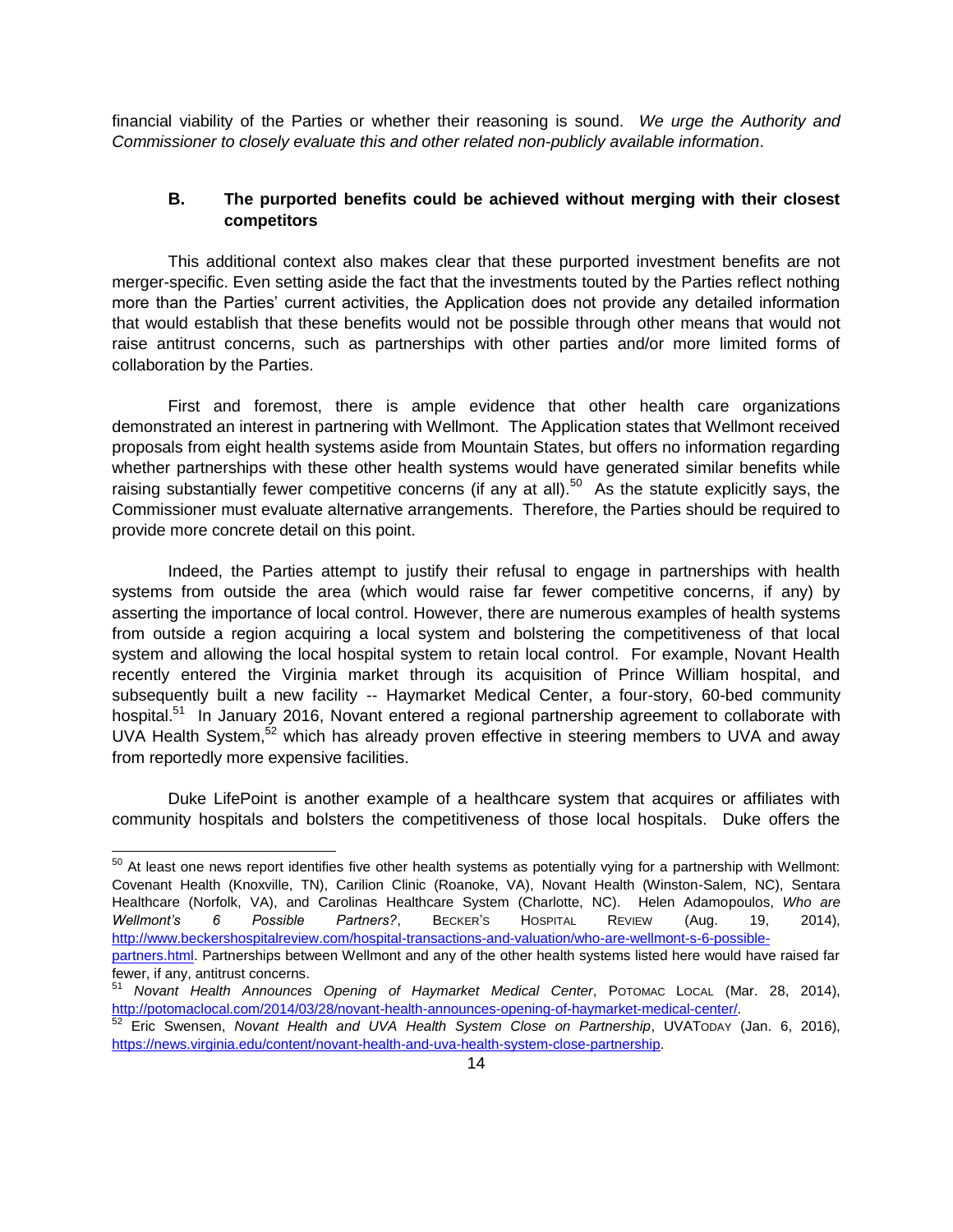financial viability of the Parties or whether their reasoning is sound. *We urge the Authority and Commissioner to closely evaluate this and other related non-publicly available information*.

### B. The purported benefits could be achieved without merging with their closest competitors

This additional context also makes clear that these purported investment benefits are not merger-specific. Even setting aside the fact that the investments touted by the Parties reflect nothing more than the Parties' current activities, the Application does not provide any detailed information that would establish that these benefits would not be possible through other means that would not raise antitrust concerns, such as partnerships with other parties and/or more limited forms of collaboration by the Parties.

First and foremost, there is ample evidence that other health care organizations demonstrated an interest in partnering with Wellmont. The Application states that Wellmont received proposals from eight health systems aside from Mountain States, but offers no information regarding whether partnerships with these other health systems would have generated similar benefits while raising substantially fewer competitive concerns (if any at all).[50] As the statute explicitly says, the Commissioner must evaluate alternative arrangements. Therefore, the Parties should be required to provide more concrete detail on this point.

Indeed, the Parties attempt to justify their refusal to engage in partnerships with health systems from outside the area (which would raise far fewer competitive concerns, if any) by asserting the importance of local control. However, there are numerous examples of health systems from outside a region acquiring a local system and bolstering the competitiveness of that local system and allowing the local hospital system to retain local control. For example, Novant Health recently entered the Virginia market through its acquisition of Prince William hospital, and subsequently built a new facility -- Haymarket Medical Center, a four-story, 60-bed community hospital.[51] In January 2016, Novant entered a regional partnership agreement to collaborate with UVA Health System,[52] which has already proven effective in steering members to UVA and away from reportedly more expensive facilities.

Duke LifePoint is another example of a healthcare system that acquires or affiliates with community hospitals and bolsters the competitiveness of those local hospitals. Duke offers the

---

[50] At least one news report identifies five other health systems as potentially vying for a partnership with Wellmont: Covenant Health (Knoxville, TN), Carilion Clinic (Roanoke, VA), Novant Health (Winston-Salem, NC), Sentara Healthcare (Norfolk, VA), and Carolinas Healthcare System (Charlotte, NC). Helen Adamopoulos, *Who are Wellmont's 6 Possible Partners?*, BECKER'S HOSPITAL REVIEW (Aug. 19, 2014), http://www.beckershospitalreview.com/hospital-transactions-and-valuation/who-are-wellmont-s-6-possible-partners.html. Partnerships between Wellmont and any of the other health systems listed here would have raised far fewer, if any, antitrust concerns.

[51] *Novant Health Announces Opening of Haymarket Medical Center*, POTOMAC LOCAL (Mar. 28, 2014), http://potomaclocal.com/2014/03/28/novant-health-announces-opening-of-haymarket-medical-center/.

[52] Eric Swensen, *Novant Health and UVA Health System Close on Partnership*, UVATODAY (Jan. 6, 2016), https://news.virginia.edu/content/novant-health-and-uva-health-system-close-partnership.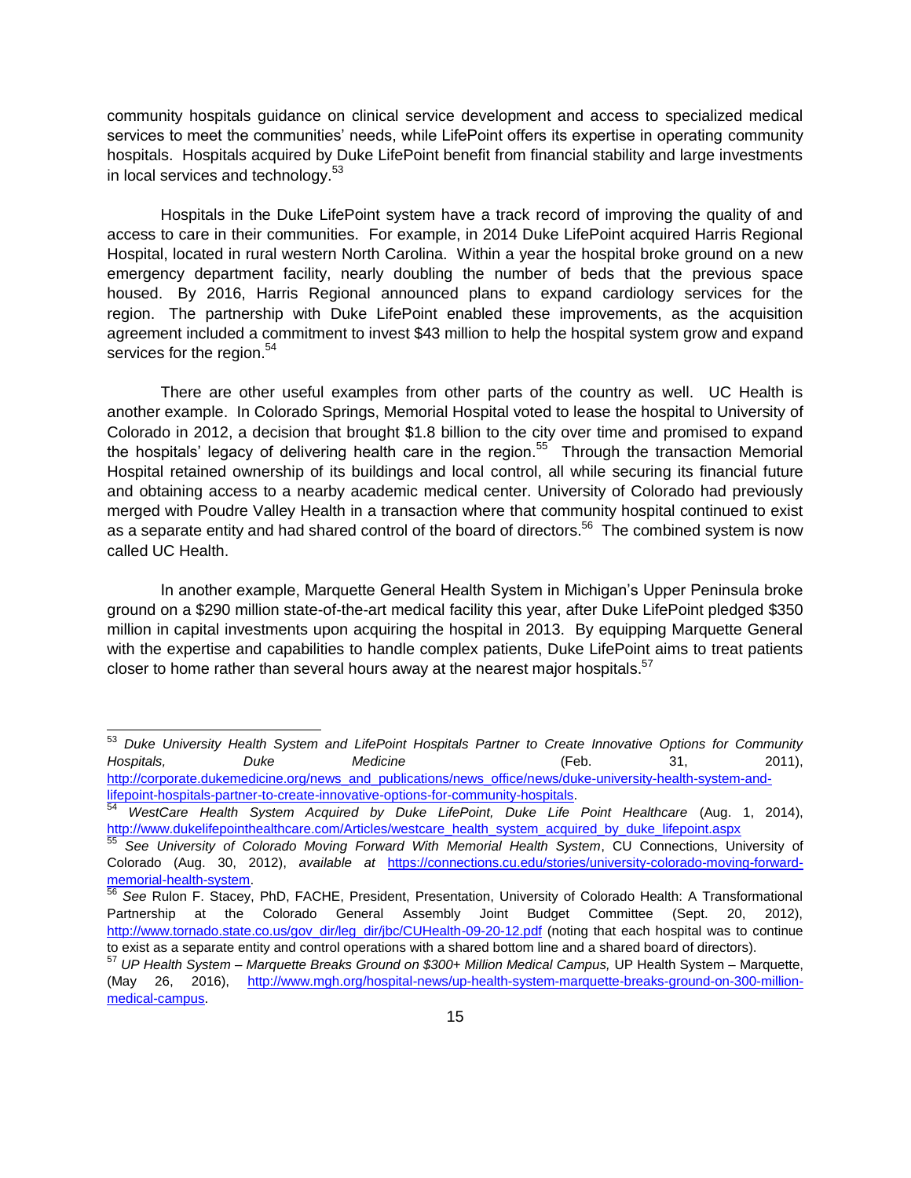community hospitals guidance on clinical service development and access to specialized medical services to meet the communities' needs, while LifePoint offers its expertise in operating community hospitals. Hospitals acquired by Duke LifePoint benefit from financial stability and large investments in local services and technology.[53]

Hospitals in the Duke LifePoint system have a track record of improving the quality of and access to care in their communities. For example, in 2014 Duke LifePoint acquired Harris Regional Hospital, located in rural western North Carolina. Within a year the hospital broke ground on a new emergency department facility, nearly doubling the number of beds that the previous space housed. By 2016, Harris Regional announced plans to expand cardiology services for the region. The partnership with Duke LifePoint enabled these improvements, as the acquisition agreement included a commitment to invest $43 million to help the hospital system grow and expand services for the region.[54]

There are other useful examples from other parts of the country as well. UC Health is another example. In Colorado Springs, Memorial Hospital voted to lease the hospital to University of Colorado in 2012, a decision that brought $1.8 billion to the city over time and promised to expand the hospitals' legacy of delivering health care in the region.[55] Through the transaction Memorial Hospital retained ownership of its buildings and local control, all while securing its financial future and obtaining access to a nearby academic medical center. University of Colorado had previously merged with Poudre Valley Health in a transaction where that community hospital continued to exist as a separate entity and had shared control of the board of directors.[56] The combined system is now called UC Health.

In another example, Marquette General Health System in Michigan's Upper Peninsula broke ground on a $290 million state-of-the-art medical facility this year, after Duke LifePoint pledged $350 million in capital investments upon acquiring the hospital in 2013. By equipping Marquette General with the expertise and capabilities to handle complex patients, Duke LifePoint aims to treat patients closer to home rather than several hours away at the nearest major hospitals.[57]

---

[53] *Duke University Health System and LifePoint Hospitals Partner to Create Innovative Options for Community Hospitals, Duke Medicine* (Feb. 31, 2011), http://corporate.dukemedicine.org/news_and_publications/news_office/news/duke-university-health-system-and-lifepoint-hospitals-partner-to-create-innovative-options-for-community-hospitals.

[54] *WestCare Health System Acquired by Duke LifePoint, Duke Life Point Healthcare* (Aug. 1, 2014), http://www.dukelifepointhealthcare.com/Articles/westcare_health_system_acquired_by_duke_lifepoint.aspx

[55] *See University of Colorado Moving Forward With Memorial Health System*, CU Connections, University of Colorado (Aug. 30, 2012), *available at* https://connections.cu.edu/stories/university-colorado-moving-forward-memorial-health-system.

[56] *See* Rulon F. Stacey, PhD, FACHE, President, Presentation, University of Colorado Health: A Transformational Partnership at the Colorado General Assembly Joint Budget Committee (Sept. 20, 2012), http://www.tornado.state.co.us/gov_dir/leg_dir/jbc/CUHealth-09-20-12.pdf (noting that each hospital was to continue to exist as a separate entity and control operations with a shared bottom line and a shared board of directors).

[57] *UP Health System – Marquette Breaks Ground on $300+ Million Medical Campus,* UP Health System – Marquette, (May 26, 2016), http://www.mgh.org/hospital-news/up-health-system-marquette-breaks-ground-on-300-million-medical-campus.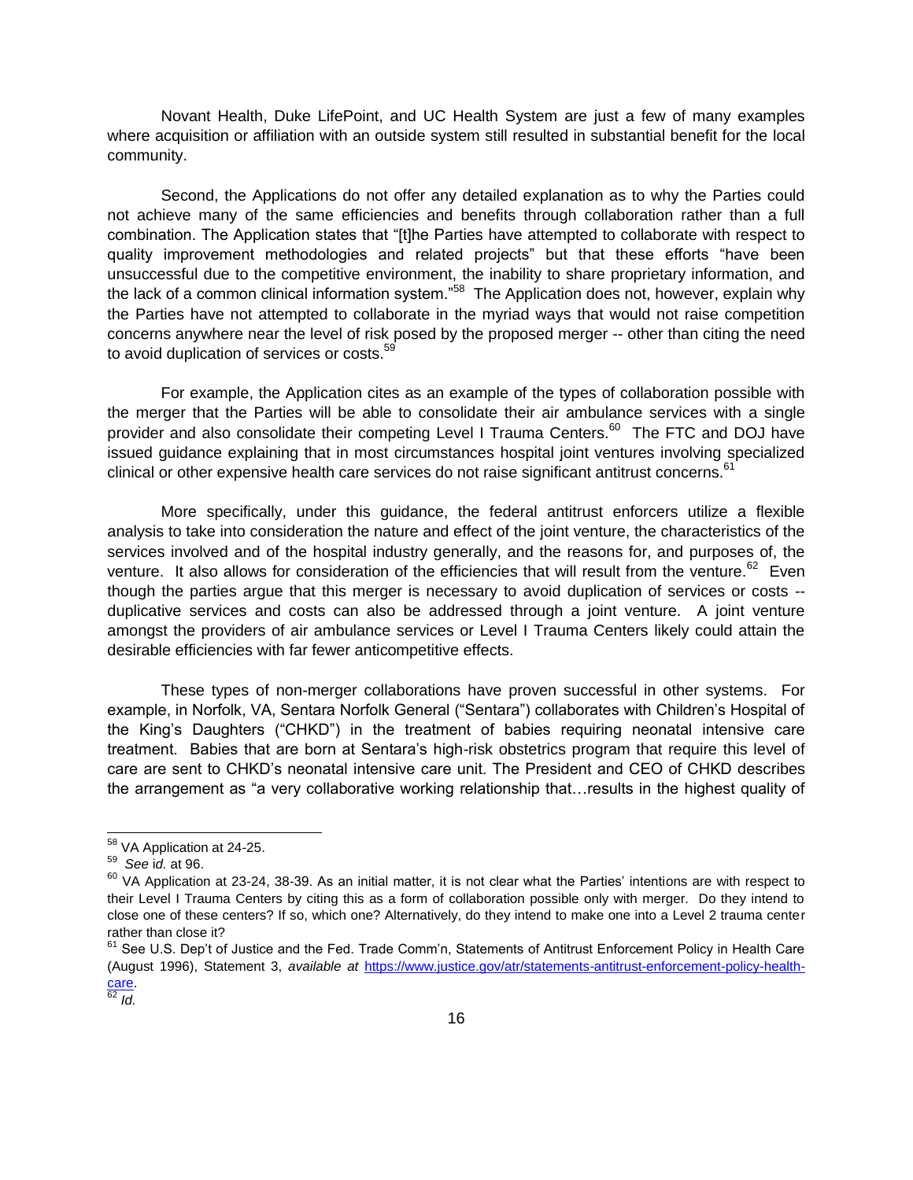Novant Health, Duke LifePoint, and UC Health System are just a few of many examples where acquisition or affiliation with an outside system still resulted in substantial benefit for the local community.

Second, the Applications do not offer any detailed explanation as to why the Parties could not achieve many of the same efficiencies and benefits through collaboration rather than a full combination. The Application states that "[t]he Parties have attempted to collaborate with respect to quality improvement methodologies and related projects" but that these efforts "have been unsuccessful due to the competitive environment, the inability to share proprietary information, and the lack of a common clinical information system."[58] The Application does not, however, explain why the Parties have not attempted to collaborate in the myriad ways that would not raise competition concerns anywhere near the level of risk posed by the proposed merger -- other than citing the need to avoid duplication of services or costs.[59]

For example, the Application cites as an example of the types of collaboration possible with the merger that the Parties will be able to consolidate their air ambulance services with a single provider and also consolidate their competing Level I Trauma Centers.[60] The FTC and DOJ have issued guidance explaining that in most circumstances hospital joint ventures involving specialized clinical or other expensive health care services do not raise significant antitrust concerns.[61]

More specifically, under this guidance, the federal antitrust enforcers utilize a flexible analysis to take into consideration the nature and effect of the joint venture, the characteristics of the services involved and of the hospital industry generally, and the reasons for, and purposes of, the venture. It also allows for consideration of the efficiencies that will result from the venture.[62] Even though the parties argue that this merger is necessary to avoid duplication of services or costs -- duplicative services and costs can also be addressed through a joint venture. A joint venture amongst the providers of air ambulance services or Level I Trauma Centers likely could attain the desirable efficiencies with far fewer anticompetitive effects.

These types of non-merger collaborations have proven successful in other systems. For example, in Norfolk, VA, Sentara Norfolk General ("Sentara") collaborates with Children's Hospital of the King's Daughters ("CHKD") in the treatment of babies requiring neonatal intensive care treatment. Babies that are born at Sentara's high-risk obstetrics program that require this level of care are sent to CHKD's neonatal intensive care unit. The President and CEO of CHKD describes the arrangement as "a very collaborative working relationship that…results in the highest quality of

---

[58] VA Application at 24-25.

[59] *See id.* at 96.

[60] VA Application at 23-24, 38-39. As an initial matter, it is not clear what the Parties' intentions are with respect to their Level I Trauma Centers by citing this as a form of collaboration possible only with merger. Do they intend to close one of these centers? If so, which one? Alternatively, do they intend to make one into a Level 2 trauma center rather than close it?

[61] See U.S. Dep't of Justice and the Fed. Trade Comm'n, Statements of Antitrust Enforcement Policy in Health Care (August 1996), Statement 3, *available at* https://www.justice.gov/atr/statements-antitrust-enforcement-policy-health-care.

[62] *Id.*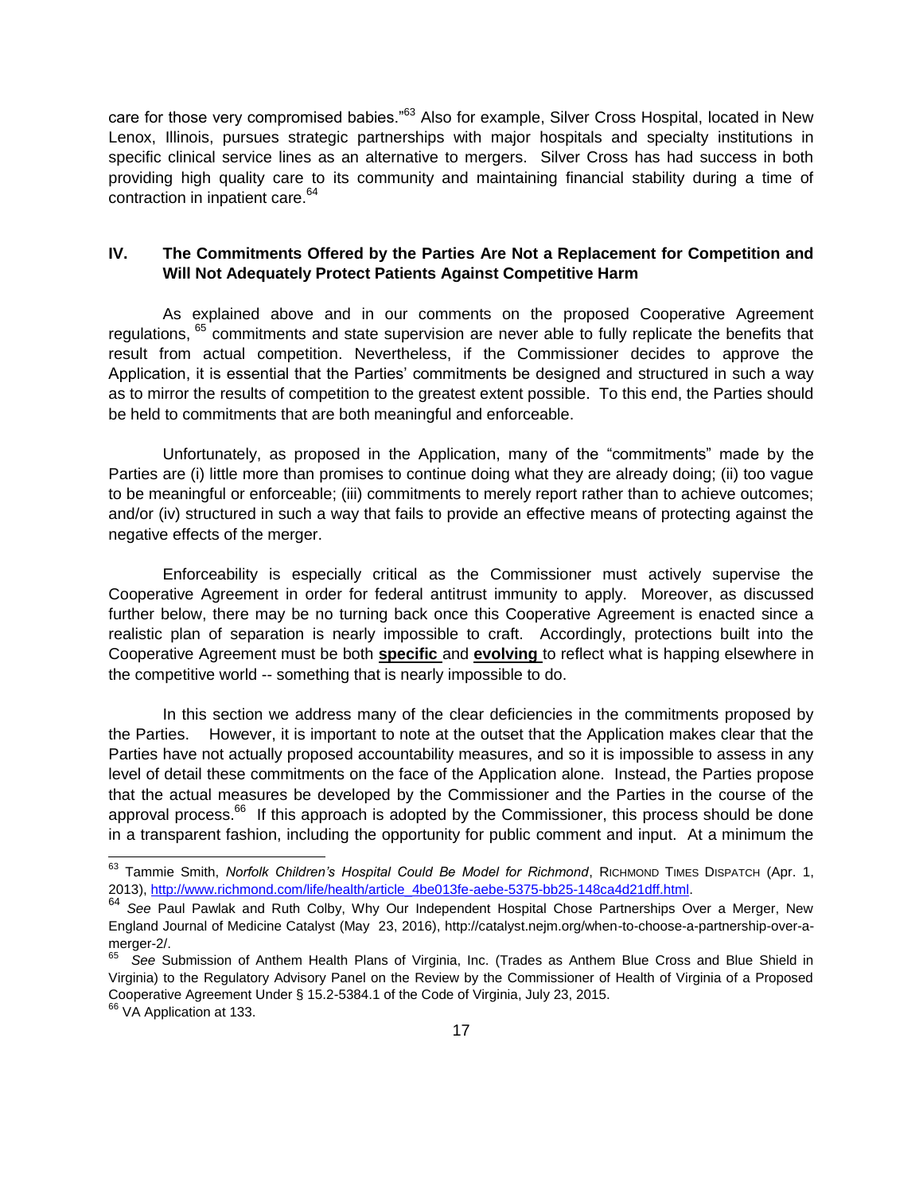care for those very compromised babies."[63] Also for example, Silver Cross Hospital, located in New Lenox, Illinois, pursues strategic partnerships with major hospitals and specialty institutions in specific clinical service lines as an alternative to mergers. Silver Cross has had success in both providing high quality care to its community and maintaining financial stability during a time of contraction in inpatient care.[64]

## IV. The Commitments Offered by the Parties Are Not a Replacement for Competition and Will Not Adequately Protect Patients Against Competitive Harm

As explained above and in our comments on the proposed Cooperative Agreement regulations, [65] commitments and state supervision are never able to fully replicate the benefits that result from actual competition. Nevertheless, if the Commissioner decides to approve the Application, it is essential that the Parties' commitments be designed and structured in such a way as to mirror the results of competition to the greatest extent possible. To this end, the Parties should be held to commitments that are both meaningful and enforceable.

Unfortunately, as proposed in the Application, many of the "commitments" made by the Parties are (i) little more than promises to continue doing what they are already doing; (ii) too vague to be meaningful or enforceable; (iii) commitments to merely report rather than to achieve outcomes; and/or (iv) structured in such a way that fails to provide an effective means of protecting against the negative effects of the merger.

Enforceability is especially critical as the Commissioner must actively supervise the Cooperative Agreement in order for federal antitrust immunity to apply. Moreover, as discussed further below, there may be no turning back once this Cooperative Agreement is enacted since a realistic plan of separation is nearly impossible to craft. Accordingly, protections built into the Cooperative Agreement must be both **specific** and **evolving** to reflect what is happing elsewhere in the competitive world -- something that is nearly impossible to do.

In this section we address many of the clear deficiencies in the commitments proposed by the Parties. However, it is important to note at the outset that the Application makes clear that the Parties have not actually proposed accountability measures, and so it is impossible to assess in any level of detail these commitments on the face of the Application alone. Instead, the Parties propose that the actual measures be developed by the Commissioner and the Parties in the course of the approval process.[66] If this approach is adopted by the Commissioner, this process should be done in a transparent fashion, including the opportunity for public comment and input. At a minimum the

---

[63] Tammie Smith, *Norfolk Children's Hospital Could Be Model for Richmond*, RICHMOND TIMES DISPATCH (Apr. 1, 2013), http://www.richmond.com/life/health/article_4be013fe-aebe-5375-bb25-148ca4d21dff.html.

[64] *See* Paul Pawlak and Ruth Colby, Why Our Independent Hospital Chose Partnerships Over a Merger, New England Journal of Medicine Catalyst (May 23, 2016), http://catalyst.nejm.org/when-to-choose-a-partnership-over-a-merger-2/.

[65] *See* Submission of Anthem Health Plans of Virginia, Inc. (Trades as Anthem Blue Cross and Blue Shield in Virginia) to the Regulatory Advisory Panel on the Review by the Commissioner of Health of Virginia of a Proposed Cooperative Agreement Under § 15.2-5384.1 of the Code of Virginia, July 23, 2015.

[66] VA Application at 133.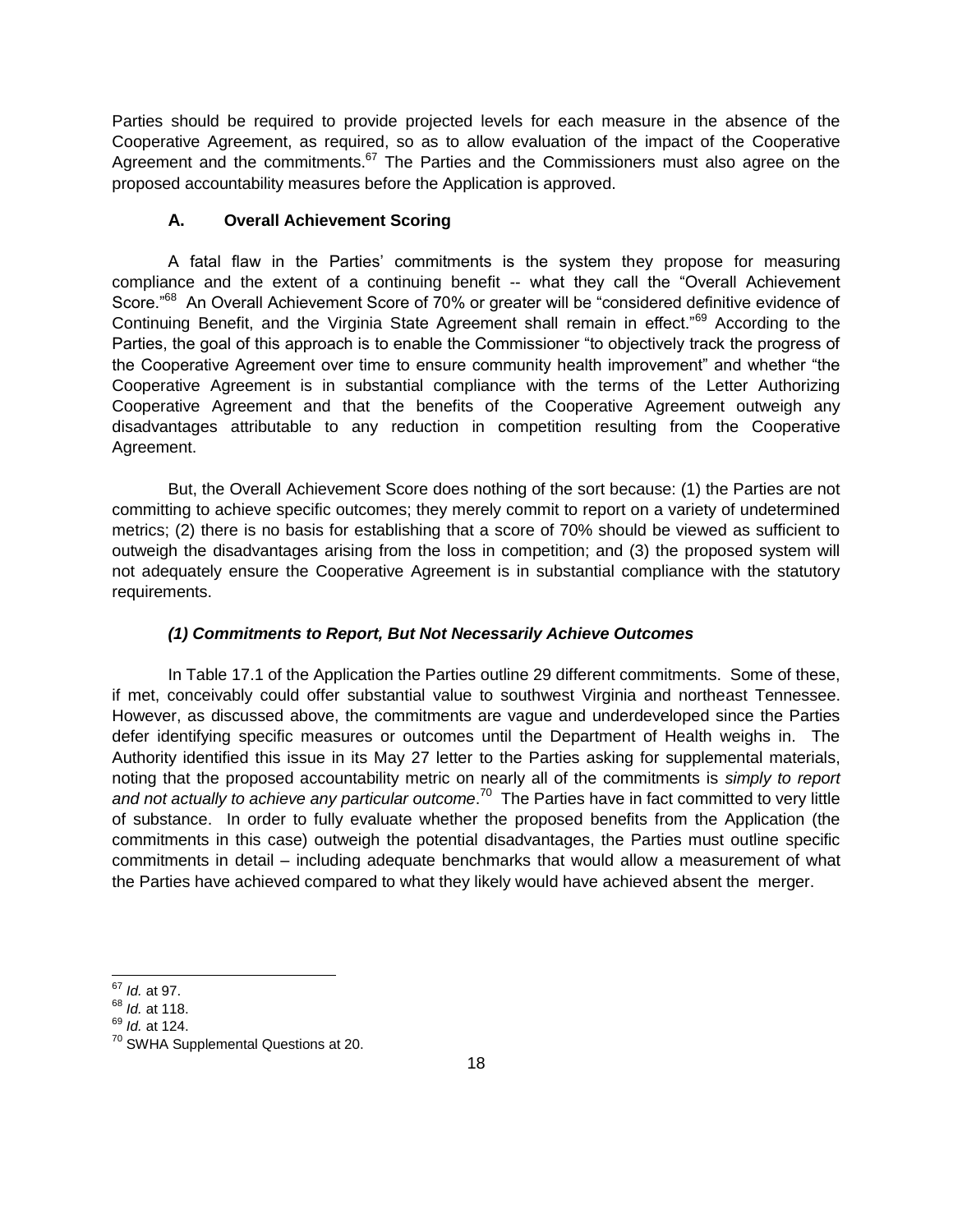Parties should be required to provide projected levels for each measure in the absence of the Cooperative Agreement, as required, so as to allow evaluation of the impact of the Cooperative Agreement and the commitments.[67] The Parties and the Commissioners must also agree on the proposed accountability measures before the Application is approved.

### A. Overall Achievement Scoring

A fatal flaw in the Parties' commitments is the system they propose for measuring compliance and the extent of a continuing benefit -- what they call the "Overall Achievement Score."[68] An Overall Achievement Score of 70% or greater will be "considered definitive evidence of Continuing Benefit, and the Virginia State Agreement shall remain in effect."[69] According to the Parties, the goal of this approach is to enable the Commissioner "to objectively track the progress of the Cooperative Agreement over time to ensure community health improvement" and whether "the Cooperative Agreement is in substantial compliance with the terms of the Letter Authorizing Cooperative Agreement and that the benefits of the Cooperative Agreement outweigh any disadvantages attributable to any reduction in competition resulting from the Cooperative Agreement.

But, the Overall Achievement Score does nothing of the sort because: (1) the Parties are not committing to achieve specific outcomes; they merely commit to report on a variety of undetermined metrics; (2) there is no basis for establishing that a score of 70% should be viewed as sufficient to outweigh the disadvantages arising from the loss in competition; and (3) the proposed system will not adequately ensure the Cooperative Agreement is in substantial compliance with the statutory requirements.

#### *(1) Commitments to Report, But Not Necessarily Achieve Outcomes*

In Table 17.1 of the Application the Parties outline 29 different commitments. Some of these, if met, conceivably could offer substantial value to southwest Virginia and northeast Tennessee. However, as discussed above, the commitments are vague and underdeveloped since the Parties defer identifying specific measures or outcomes until the Department of Health weighs in. The Authority identified this issue in its May 27 letter to the Parties asking for supplemental materials, noting that the proposed accountability metric on nearly all of the commitments is *simply to report and not actually to achieve any particular outcome*.[70] The Parties have in fact committed to very little of substance. In order to fully evaluate whether the proposed benefits from the Application (the commitments in this case) outweigh the potential disadvantages, the Parties must outline specific commitments in detail – including adequate benchmarks that would allow a measurement of what the Parties have achieved compared to what they likely would have achieved absent the merger.

---

[67] *Id.* at 97.
[68] *Id.* at 118.
[69] *Id.* at 124.
[70] SWHA Supplemental Questions at 20.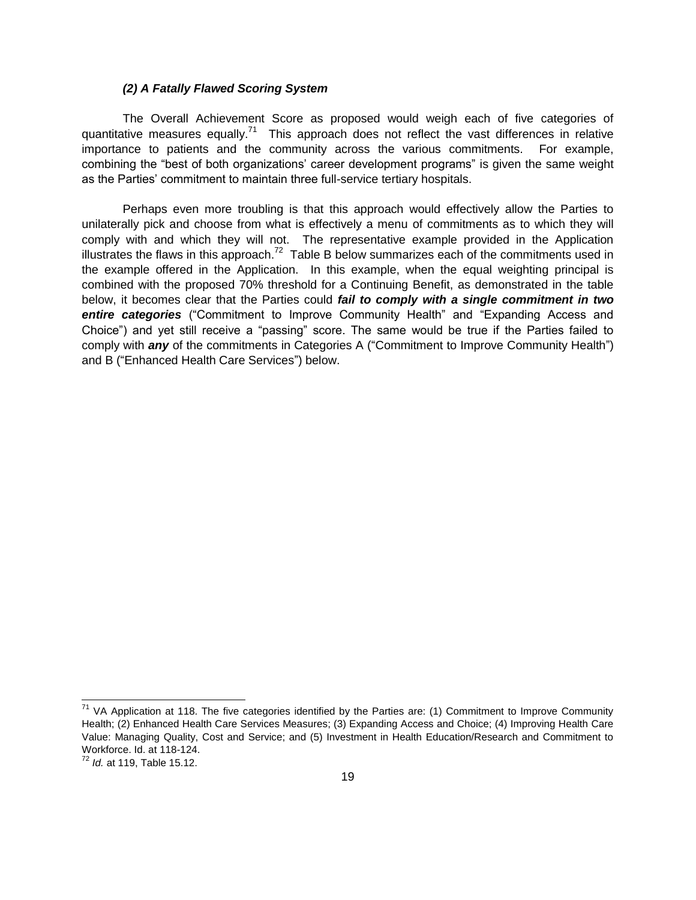#### *(2) A Fatally Flawed Scoring System*

The Overall Achievement Score as proposed would weigh each of five categories of quantitative measures equally.[71] This approach does not reflect the vast differences in relative importance to patients and the community across the various commitments. For example, combining the "best of both organizations' career development programs" is given the same weight as the Parties' commitment to maintain three full-service tertiary hospitals.

Perhaps even more troubling is that this approach would effectively allow the Parties to unilaterally pick and choose from what is effectively a menu of commitments as to which they will comply with and which they will not. The representative example provided in the Application illustrates the flaws in this approach.[72] Table B below summarizes each of the commitments used in the example offered in the Application. In this example, when the equal weighting principal is combined with the proposed 70% threshold for a Continuing Benefit, as demonstrated in the table below, it becomes clear that the Parties could ***fail to comply with a single commitment in two entire categories*** ("Commitment to Improve Community Health" and "Expanding Access and Choice") and yet still receive a "passing" score. The same would be true if the Parties failed to comply with ***any*** of the commitments in Categories A ("Commitment to Improve Community Health") and B ("Enhanced Health Care Services") below.

---

[71] VA Application at 118. The five categories identified by the Parties are: (1) Commitment to Improve Community Health; (2) Enhanced Health Care Services Measures; (3) Expanding Access and Choice; (4) Improving Health Care Value: Managing Quality, Cost and Service; and (5) Investment in Health Education/Research and Commitment to Workforce. Id. at 118-124.

[72] *Id.* at 119, Table 15.12.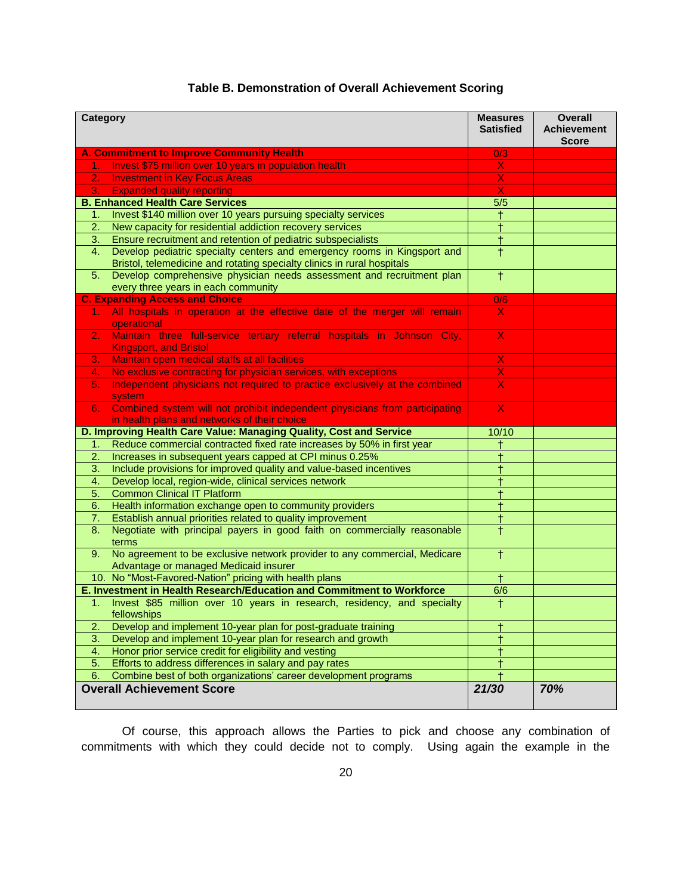**Table B. Demonstration of Overall Achievement Scoring**

| Category | Measures Satisfied | Overall Achievement Score |
|---|---|---|
| **A. Commitment to Improve Community Health** | 0/3 | |
| 1. Invest $75 million over 10 years in population health | X | |
| 2. Investment in Key Focus Areas | X | |
| 3. Expanded quality reporting | X | |
| **B. Enhanced Health Care Services** | 5/5 | |
| 1. Invest $140 million over 10 years pursuing specialty services | † | |
| 2. New capacity for residential addiction recovery services | † | |
| 3. Ensure recruitment and retention of pediatric subspecialists | † | |
| 4. Develop pediatric specialty centers and emergency rooms in Kingsport and Bristol, telemedicine and rotating specialty clinics in rural hospitals | † | |
| 5. Develop comprehensive physician needs assessment and recruitment plan every three years in each community | † | |
| **C. Expanding Access and Choice** | 0/6 | |
| 1. All hospitals in operation at the effective date of the merger will remain operational | X | |
| 2. Maintain three full-service tertiary referral hospitals in Johnson City, Kingsport, and Bristol | X | |
| 3. Maintain open medical staffs at all facilities | X | |
| 4. No exclusive contracting for physician services, with exceptions | X | |
| 5. Independent physicians not required to practice exclusively at the combined system | X | |
| 6. Combined system will not prohibit independent physicians from participating in health plans and networks of their choice | X | |
| **D. Improving Health Care Value: Managing Quality, Cost and Service** | 10/10 | |
| 1. Reduce commercial contracted fixed rate increases by 50% in first year | † | |
| 2. Increases in subsequent years capped at CPI minus 0.25% | † | |
| 3. Include provisions for improved quality and value-based incentives | † | |
| 4. Develop local, region-wide, clinical services network | † | |
| 5. Common Clinical IT Platform | † | |
| 6. Health information exchange open to community providers | † | |
| 7. Establish annual priorities related to quality improvement | † | |
| 8. Negotiate with principal payers in good faith on commercially reasonable terms | † | |
| 9. No agreement to be exclusive network provider to any commercial, Medicare Advantage or managed Medicaid insurer | † | |
| 10. No "Most-Favored-Nation" pricing with health plans | † | |
| **E. Investment in Health Research/Education and Commitment to Workforce** | 6/6 | |
| 1. Invest $85 million over 10 years in research, residency, and specialty fellowships | † | |
| 2. Develop and implement 10-year plan for post-graduate training | † | |
| 3. Develop and implement 10-year plan for research and growth | † | |
| 4. Honor prior service credit for eligibility and vesting | † | |
| 5. Efforts to address differences in salary and pay rates | † | |
| 6. Combine best of both organizations' career development programs | † | |
| **Overall Achievement Score** | ***21/30*** | ***70%*** |

Of course, this approach allows the Parties to pick and choose any combination of commitments with which they could decide not to comply. Using again the example in the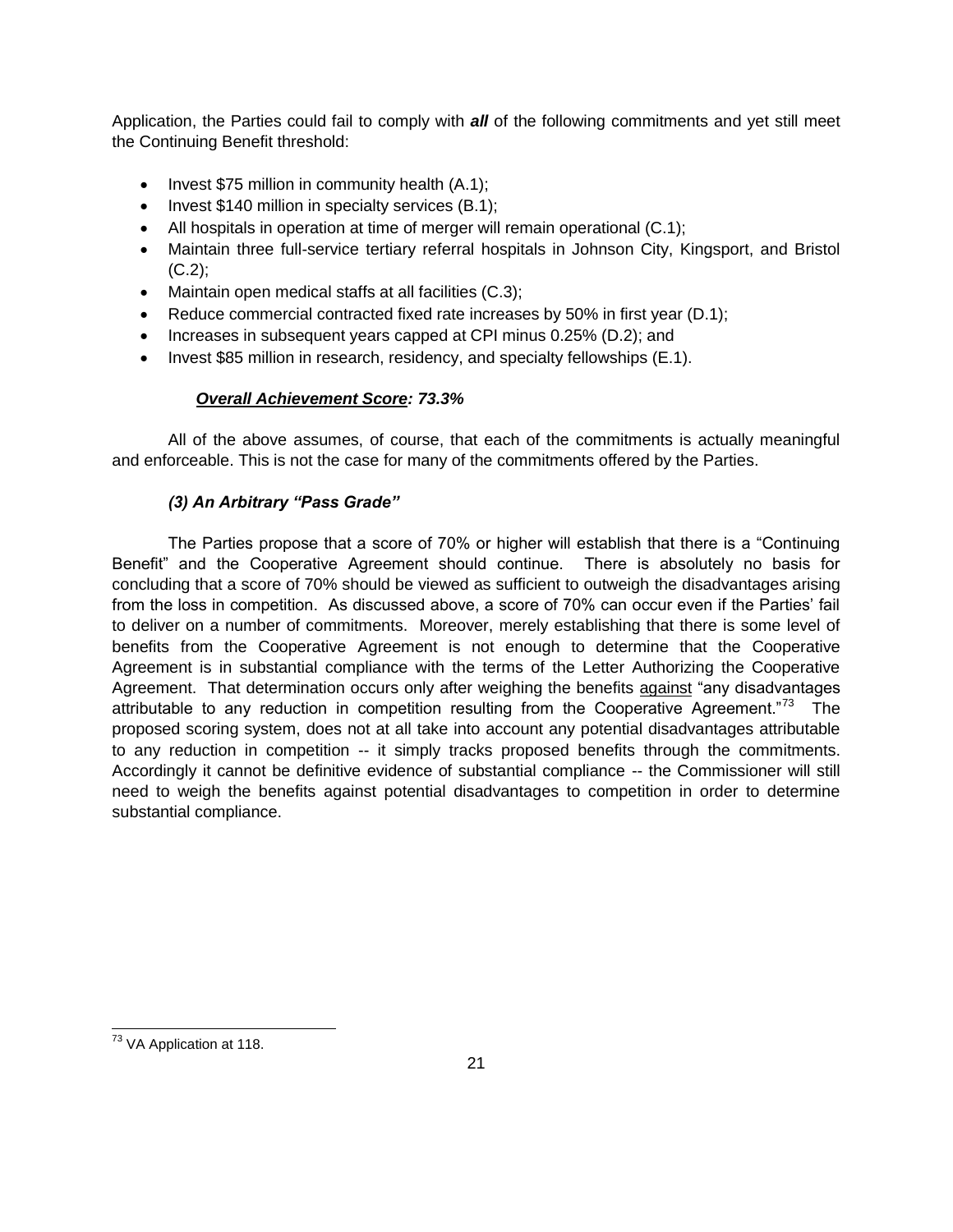Application, the Parties could fail to comply with ***all*** of the following commitments and yet still meet the Continuing Benefit threshold:

- Invest \$75 million in community health (A.1);
- Invest \$140 million in specialty services (B.1);
- All hospitals in operation at time of merger will remain operational (C.1);
- Maintain three full-service tertiary referral hospitals in Johnson City, Kingsport, and Bristol (C.2);
- Maintain open medical staffs at all facilities (C.3);
- Reduce commercial contracted fixed rate increases by 50% in first year (D.1);
- Increases in subsequent years capped at CPI minus 0.25% (D.2); and
- Invest \$85 million in research, residency, and specialty fellowships (E.1).

***Overall Achievement Score*: 73.3%**

All of the above assumes, of course, that each of the commitments is actually meaningful and enforceable. This is not the case for many of the commitments offered by the Parties.

***(3) An Arbitrary "Pass Grade"***

The Parties propose that a score of 70% or higher will establish that there is a "Continuing Benefit" and the Cooperative Agreement should continue. There is absolutely no basis for concluding that a score of 70% should be viewed as sufficient to outweigh the disadvantages arising from the loss in competition. As discussed above, a score of 70% can occur even if the Parties' fail to deliver on a number of commitments. Moreover, merely establishing that there is some level of benefits from the Cooperative Agreement is not enough to determine that the Cooperative Agreement is in substantial compliance with the terms of the Letter Authorizing the Cooperative Agreement. That determination occurs only after weighing the benefits against "any disadvantages attributable to any reduction in competition resulting from the Cooperative Agreement."[73] The proposed scoring system, does not at all take into account any potential disadvantages attributable to any reduction in competition -- it simply tracks proposed benefits through the commitments. Accordingly it cannot be definitive evidence of substantial compliance -- the Commissioner will still need to weigh the benefits against potential disadvantages to competition in order to determine substantial compliance.

[73] VA Application at 118.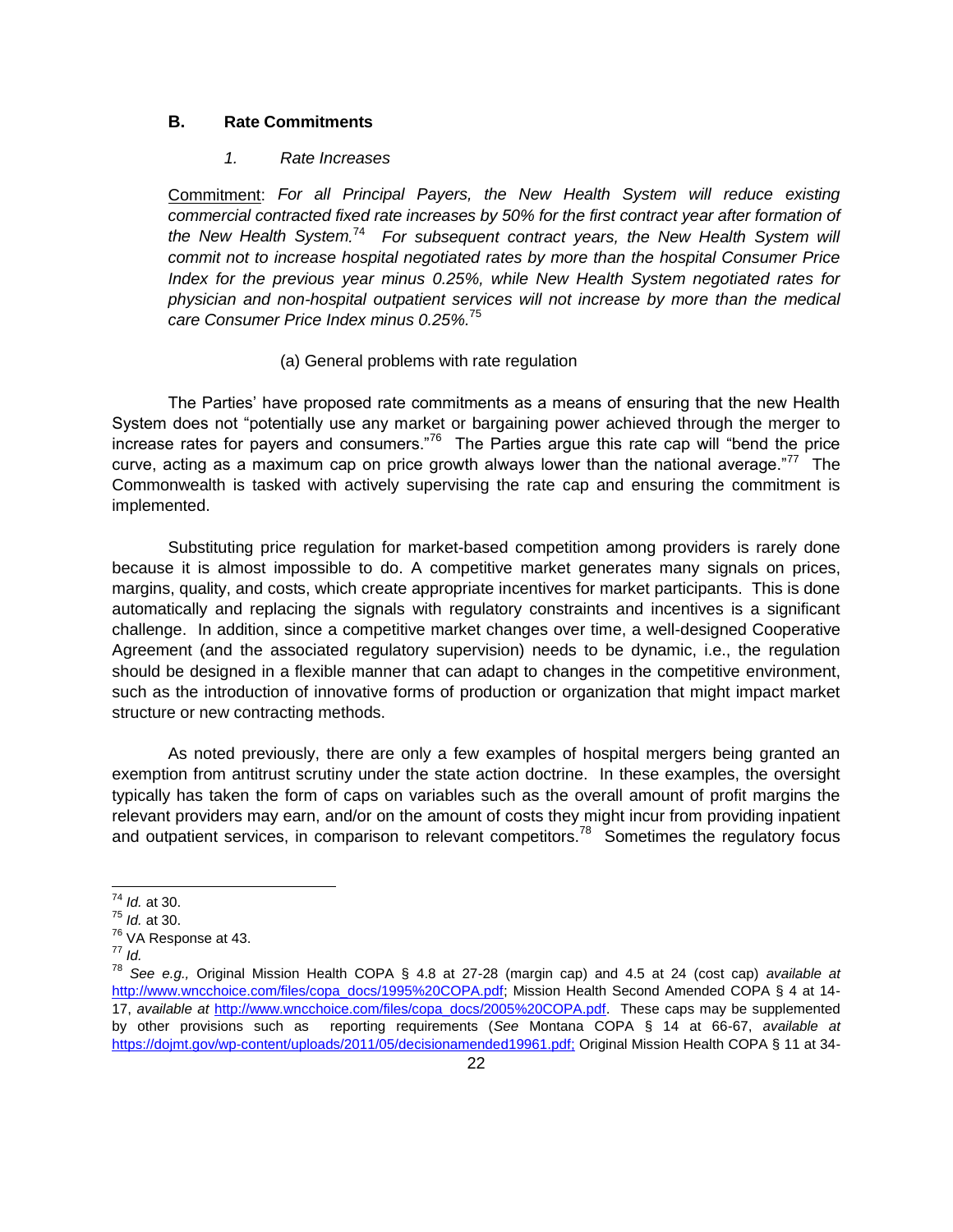### B. Rate Commitments

#### *1. Rate Increases*

<u>Commitment</u>: *For all Principal Payers, the New Health System will reduce existing commercial contracted fixed rate increases by 50% for the first contract year after formation of the New Health System.*[74] *For subsequent contract years, the New Health System will commit not to increase hospital negotiated rates by more than the hospital Consumer Price Index for the previous year minus 0.25%, while New Health System negotiated rates for physician and non-hospital outpatient services will not increase by more than the medical care Consumer Price Index minus 0.25%.*[75]

(a) General problems with rate regulation

The Parties' have proposed rate commitments as a means of ensuring that the new Health System does not "potentially use any market or bargaining power achieved through the merger to increase rates for payers and consumers."[76] The Parties argue this rate cap will "bend the price curve, acting as a maximum cap on price growth always lower than the national average."[77] The Commonwealth is tasked with actively supervising the rate cap and ensuring the commitment is implemented.

Substituting price regulation for market-based competition among providers is rarely done because it is almost impossible to do. A competitive market generates many signals on prices, margins, quality, and costs, which create appropriate incentives for market participants. This is done automatically and replacing the signals with regulatory constraints and incentives is a significant challenge. In addition, since a competitive market changes over time, a well-designed Cooperative Agreement (and the associated regulatory supervision) needs to be dynamic, i.e., the regulation should be designed in a flexible manner that can adapt to changes in the competitive environment, such as the introduction of innovative forms of production or organization that might impact market structure or new contracting methods.

As noted previously, there are only a few examples of hospital mergers being granted an exemption from antitrust scrutiny under the state action doctrine. In these examples, the oversight typically has taken the form of caps on variables such as the overall amount of profit margins the relevant providers may earn, and/or on the amount of costs they might incur from providing inpatient and outpatient services, in comparison to relevant competitors.[78] Sometimes the regulatory focus

---

[74] *Id.* at 30.

[75] *Id.* at 30.

[76] VA Response at 43.

[77] *Id.*

[78] *See e.g.,* Original Mission Health COPA § 4.8 at 27-28 (margin cap) and 4.5 at 24 (cost cap) *available at* http://www.wncchoice.com/files/copa_docs/1995%20COPA.pdf; Mission Health Second Amended COPA § 4 at 14-17, *available at* http://www.wncchoice.com/files/copa_docs/2005%20COPA.pdf. These caps may be supplemented by other provisions such as reporting requirements (*See* Montana COPA § 14 at 66-67, *available at* https://dojmt.gov/wp-content/uploads/2011/05/decisionamended19961.pdf; Original Mission Health COPA § 11 at 34-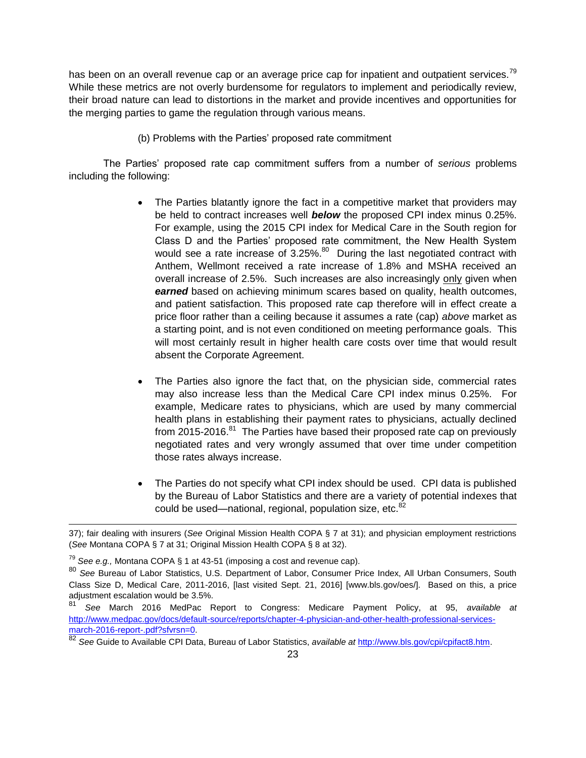has been on an overall revenue cap or an average price cap for inpatient and outpatient services.[79] While these metrics are not overly burdensome for regulators to implement and periodically review, their broad nature can lead to distortions in the market and provide incentives and opportunities for the merging parties to game the regulation through various means.

(b) Problems with the Parties' proposed rate commitment

The Parties' proposed rate cap commitment suffers from a number of *serious* problems including the following:

- The Parties blatantly ignore the fact in a competitive market that providers may be held to contract increases well ***below*** the proposed CPI index minus 0.25%. For example, using the 2015 CPI index for Medical Care in the South region for Class D and the Parties' proposed rate commitment, the New Health System would see a rate increase of 3.25%.[80] During the last negotiated contract with Anthem, Wellmont received a rate increase of 1.8% and MSHA received an overall increase of 2.5%. Such increases are also increasingly only given when ***earned*** based on achieving minimum scares based on quality, health outcomes, and patient satisfaction. This proposed rate cap therefore will in effect create a price floor rather than a ceiling because it assumes a rate (cap) *above* market as a starting point, and is not even conditioned on meeting performance goals. This will most certainly result in higher health care costs over time that would result absent the Corporate Agreement.

- The Parties also ignore the fact that, on the physician side, commercial rates may also increase less than the Medical Care CPI index minus 0.25%. For example, Medicare rates to physicians, which are used by many commercial health plans in establishing their payment rates to physicians, actually declined from 2015-2016.[81] The Parties have based their proposed rate cap on previously negotiated rates and very wrongly assumed that over time under competition those rates always increase.

- The Parties do not specify what CPI index should be used. CPI data is published by the Bureau of Labor Statistics and there are a variety of potential indexes that could be used—national, regional, population size, etc.[82]

---

37); fair dealing with insurers (*See* Original Mission Health COPA § 7 at 31); and physician employment restrictions (*See* Montana COPA § 7 at 31; Original Mission Health COPA § 8 at 32).

[79] *See e.g.,* Montana COPA § 1 at 43-51 (imposing a cost and revenue cap).

[80] *See* Bureau of Labor Statistics, U.S. Department of Labor, Consumer Price Index, All Urban Consumers, South Class Size D, Medical Care, 2011-2016, [last visited Sept. 21, 2016] [www.bls.gov/oes/]. Based on this, a price adjustment escalation would be 3.5%.

[81] *See* March 2016 MedPac Report to Congress: Medicare Payment Policy, at 95, *available at* http://www.medpac.gov/docs/default-source/reports/chapter-4-physician-and-other-health-professional-services-march-2016-report-.pdf?sfvrsn=0.

[82] *See* Guide to Available CPI Data, Bureau of Labor Statistics, *available at* http://www.bls.gov/cpi/cpifact8.htm.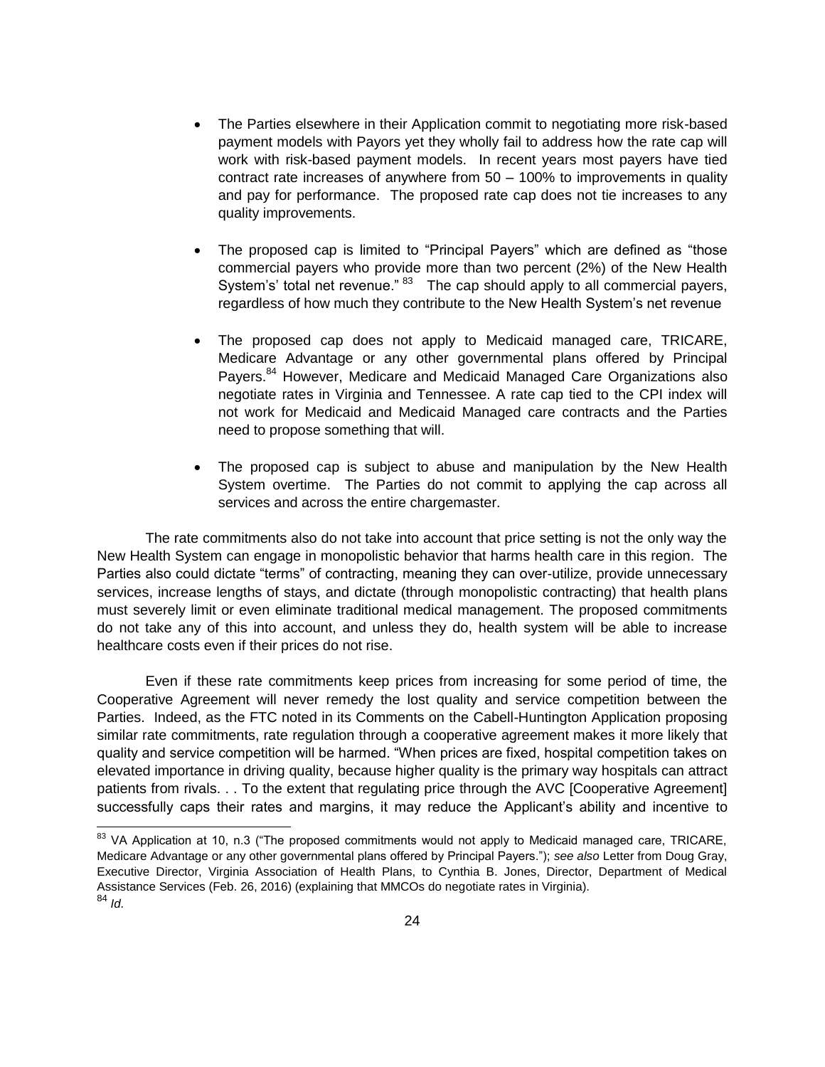- The Parties elsewhere in their Application commit to negotiating more risk-based payment models with Payors yet they wholly fail to address how the rate cap will work with risk-based payment models. In recent years most payers have tied contract rate increases of anywhere from 50 – 100% to improvements in quality and pay for performance. The proposed rate cap does not tie increases to any quality improvements.

- The proposed cap is limited to "Principal Payers" which are defined as "those commercial payers who provide more than two percent (2%) of the New Health System's' total net revenue." [83] The cap should apply to all commercial payers, regardless of how much they contribute to the New Health System's net revenue

- The proposed cap does not apply to Medicaid managed care, TRICARE, Medicare Advantage or any other governmental plans offered by Principal Payers.[84] However, Medicare and Medicaid Managed Care Organizations also negotiate rates in Virginia and Tennessee. A rate cap tied to the CPI index will not work for Medicaid and Medicaid Managed care contracts and the Parties need to propose something that will.

- The proposed cap is subject to abuse and manipulation by the New Health System overtime. The Parties do not commit to applying the cap across all services and across the entire chargemaster.

The rate commitments also do not take into account that price setting is not the only way the New Health System can engage in monopolistic behavior that harms health care in this region. The Parties also could dictate "terms" of contracting, meaning they can over-utilize, provide unnecessary services, increase lengths of stays, and dictate (through monopolistic contracting) that health plans must severely limit or even eliminate traditional medical management. The proposed commitments do not take any of this into account, and unless they do, health system will be able to increase healthcare costs even if their prices do not rise.

Even if these rate commitments keep prices from increasing for some period of time, the Cooperative Agreement will never remedy the lost quality and service competition between the Parties. Indeed, as the FTC noted in its Comments on the Cabell-Huntington Application proposing similar rate commitments, rate regulation through a cooperative agreement makes it more likely that quality and service competition will be harmed. "When prices are fixed, hospital competition takes on elevated importance in driving quality, because higher quality is the primary way hospitals can attract patients from rivals. . . To the extent that regulating price through the AVC [Cooperative Agreement] successfully caps their rates and margins, it may reduce the Applicant's ability and incentive to

---

[83] VA Application at 10, n.3 ("The proposed commitments would not apply to Medicaid managed care, TRICARE, Medicare Advantage or any other governmental plans offered by Principal Payers."); *see also* Letter from Doug Gray, Executive Director, Virginia Association of Health Plans, to Cynthia B. Jones, Director, Department of Medical Assistance Services (Feb. 26, 2016) (explaining that MMCOs do negotiate rates in Virginia).

[84] *Id.*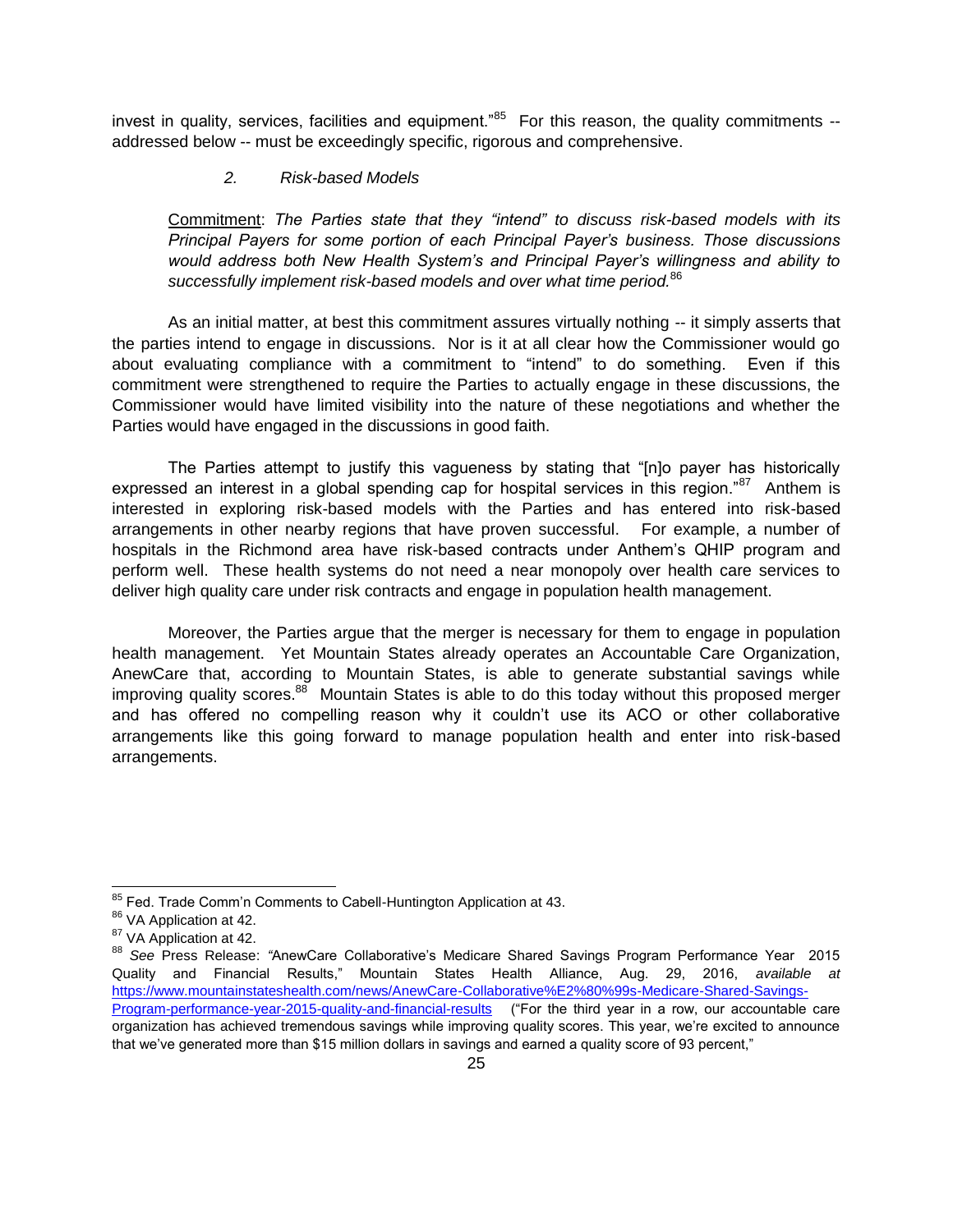invest in quality, services, facilities and equipment."[85] For this reason, the quality commitments -- addressed below -- must be exceedingly specific, rigorous and comprehensive.

*2. Risk-based Models*

> Commitment: *The Parties state that they "intend" to discuss risk-based models with its Principal Payers for some portion of each Principal Payer's business. Those discussions would address both New Health System's and Principal Payer's willingness and ability to successfully implement risk-based models and over what time period.*[86]

As an initial matter, at best this commitment assures virtually nothing -- it simply asserts that the parties intend to engage in discussions. Nor is it at all clear how the Commissioner would go about evaluating compliance with a commitment to "intend" to do something. Even if this commitment were strengthened to require the Parties to actually engage in these discussions, the Commissioner would have limited visibility into the nature of these negotiations and whether the Parties would have engaged in the discussions in good faith.

The Parties attempt to justify this vagueness by stating that "[n]o payer has historically expressed an interest in a global spending cap for hospital services in this region."[87] Anthem is interested in exploring risk-based models with the Parties and has entered into risk-based arrangements in other nearby regions that have proven successful. For example, a number of hospitals in the Richmond area have risk-based contracts under Anthem's QHIP program and perform well. These health systems do not need a near monopoly over health care services to deliver high quality care under risk contracts and engage in population health management.

Moreover, the Parties argue that the merger is necessary for them to engage in population health management. Yet Mountain States already operates an Accountable Care Organization, AnewCare that, according to Mountain States, is able to generate substantial savings while improving quality scores.[88] Mountain States is able to do this today without this proposed merger and has offered no compelling reason why it couldn't use its ACO or other collaborative arrangements like this going forward to manage population health and enter into risk-based arrangements.

---

[85] Fed. Trade Comm'n Comments to Cabell-Huntington Application at 43.

[86] VA Application at 42.

[87] VA Application at 42.

[88] *See* Press Release: "AnewCare Collaborative's Medicare Shared Savings Program Performance Year 2015 Quality and Financial Results," Mountain States Health Alliance, Aug. 29, 2016, *available at* https://www.mountainstateshealth.com/news/AnewCare-Collaborative%E2%80%99s-Medicare-Shared-Savings-Program-performance-year-2015-quality-and-financial-results ("For the third year in a row, our accountable care organization has achieved tremendous savings while improving quality scores. This year, we're excited to announce that we've generated more than $15 million dollars in savings and earned a quality score of 93 percent,"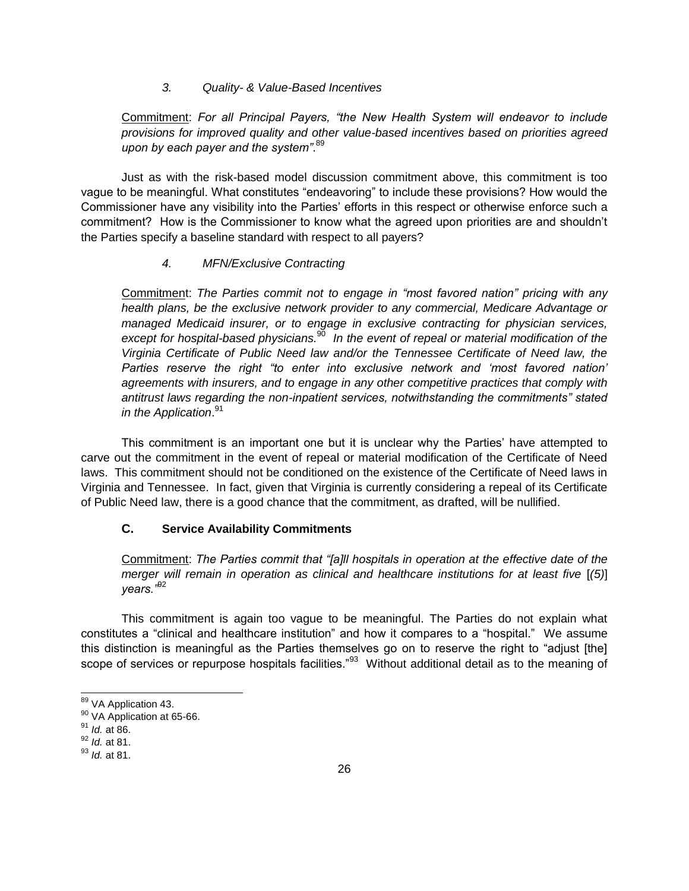### *3. Quality- & Value-Based Incentives*

Commitment: *For all Principal Payers, "the New Health System will endeavor to include provisions for improved quality and other value-based incentives based on priorities agreed upon by each payer and the system".*[89]

Just as with the risk-based model discussion commitment above, this commitment is too vague to be meaningful. What constitutes "endeavoring" to include these provisions? How would the Commissioner have any visibility into the Parties' efforts in this respect or otherwise enforce such a commitment? How is the Commissioner to know what the agreed upon priorities are and shouldn't the Parties specify a baseline standard with respect to all payers?

### *4. MFN/Exclusive Contracting*

Commitment: *The Parties commit not to engage in "most favored nation" pricing with any health plans, be the exclusive network provider to any commercial, Medicare Advantage or managed Medicaid insurer, or to engage in exclusive contracting for physician services, except for hospital-based physicians.*[90] *In the event of repeal or material modification of the Virginia Certificate of Public Need law and/or the Tennessee Certificate of Need law, the Parties reserve the right "to enter into exclusive network and 'most favored nation' agreements with insurers, and to engage in any other competitive practices that comply with antitrust laws regarding the non-inpatient services, notwithstanding the commitments" stated in the Application*.[91]

This commitment is an important one but it is unclear why the Parties' have attempted to carve out the commitment in the event of repeal or material modification of the Certificate of Need laws. This commitment should not be conditioned on the existence of the Certificate of Need laws in Virginia and Tennessee. In fact, given that Virginia is currently considering a repeal of its Certificate of Public Need law, there is a good chance that the commitment, as drafted, will be nullified.

## C. Service Availability Commitments

Commitment: *The Parties commit that "[a]ll hospitals in operation at the effective date of the merger will remain in operation as clinical and healthcare institutions for at least five* [*(5)*] *years."*[92]

This commitment is again too vague to be meaningful. The Parties do not explain what constitutes a "clinical and healthcare institution" and how it compares to a "hospital." We assume this distinction is meaningful as the Parties themselves go on to reserve the right to "adjust [the] scope of services or repurpose hospitals facilities."[93] Without additional detail as to the meaning of

---

[89] VA Application 43.

[90] VA Application at 65-66.

[91] *Id.* at 86.

[92] *Id.* at 81.

[93] *Id.* at 81.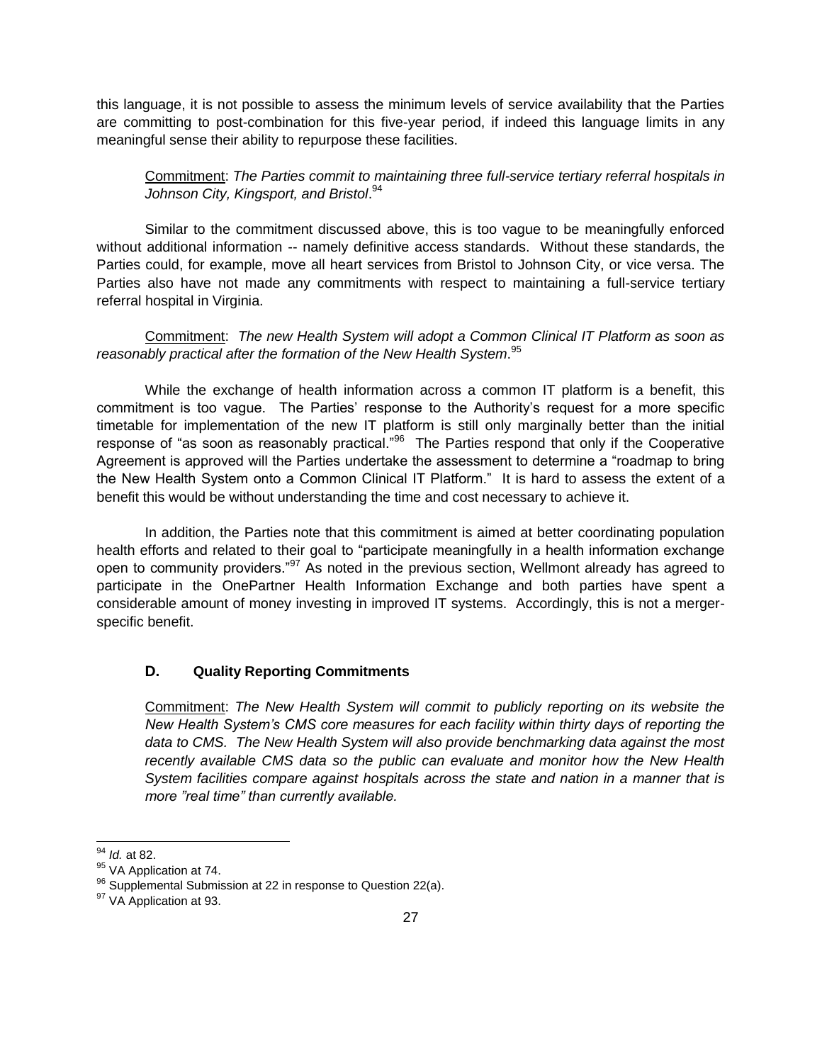this language, it is not possible to assess the minimum levels of service availability that the Parties are committing to post-combination for this five-year period, if indeed this language limits in any meaningful sense their ability to repurpose these facilities.

> Commitment: *The Parties commit to maintaining three full-service tertiary referral hospitals in Johnson City, Kingsport, and Bristol*.[94]

Similar to the commitment discussed above, this is too vague to be meaningfully enforced without additional information -- namely definitive access standards. Without these standards, the Parties could, for example, move all heart services from Bristol to Johnson City, or vice versa. The Parties also have not made any commitments with respect to maintaining a full-service tertiary referral hospital in Virginia.

> Commitment: *The new Health System will adopt a Common Clinical IT Platform as soon as reasonably practical after the formation of the New Health System*.[95]

While the exchange of health information across a common IT platform is a benefit, this commitment is too vague. The Parties' response to the Authority's request for a more specific timetable for implementation of the new IT platform is still only marginally better than the initial response of "as soon as reasonably practical."[96] The Parties respond that only if the Cooperative Agreement is approved will the Parties undertake the assessment to determine a "roadmap to bring the New Health System onto a Common Clinical IT Platform." It is hard to assess the extent of a benefit this would be without understanding the time and cost necessary to achieve it.

In addition, the Parties note that this commitment is aimed at better coordinating population health efforts and related to their goal to "participate meaningfully in a health information exchange open to community providers."[97] As noted in the previous section, Wellmont already has agreed to participate in the OnePartner Health Information Exchange and both parties have spent a considerable amount of money investing in improved IT systems. Accordingly, this is not a merger-specific benefit.

### D. Quality Reporting Commitments

> Commitment: *The New Health System will commit to publicly reporting on its website the New Health System's CMS core measures for each facility within thirty days of reporting the data to CMS. The New Health System will also provide benchmarking data against the most recently available CMS data so the public can evaluate and monitor how the New Health System facilities compare against hospitals across the state and nation in a manner that is more "real time" than currently available.*

---

[94] *Id.* at 82.

[95] VA Application at 74.

[96] Supplemental Submission at 22 in response to Question 22(a).

[97] VA Application at 93.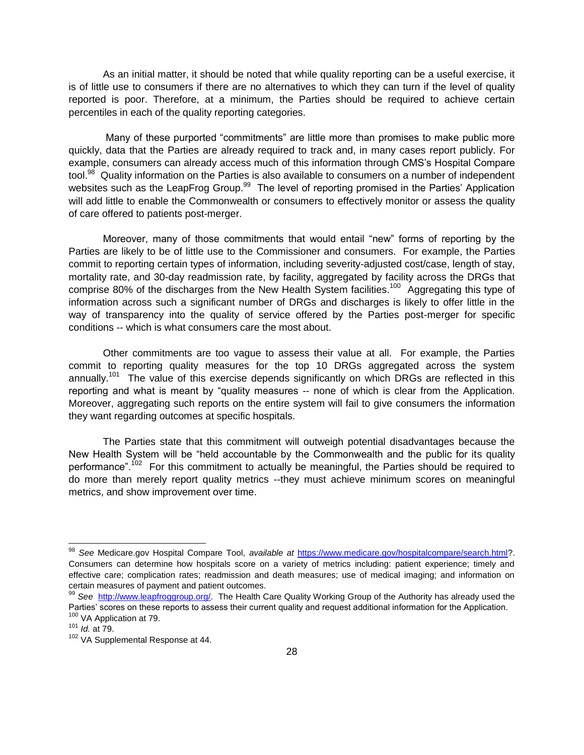As an initial matter, it should be noted that while quality reporting can be a useful exercise, it is of little use to consumers if there are no alternatives to which they can turn if the level of quality reported is poor. Therefore, at a minimum, the Parties should be required to achieve certain percentiles in each of the quality reporting categories.

Many of these purported "commitments" are little more than promises to make public more quickly, data that the Parties are already required to track and, in many cases report publicly. For example, consumers can already access much of this information through CMS's Hospital Compare tool.[98] Quality information on the Parties is also available to consumers on a number of independent websites such as the LeapFrog Group.[99] The level of reporting promised in the Parties' Application will add little to enable the Commonwealth or consumers to effectively monitor or assess the quality of care offered to patients post-merger.

Moreover, many of those commitments that would entail "new" forms of reporting by the Parties are likely to be of little use to the Commissioner and consumers. For example, the Parties commit to reporting certain types of information, including severity-adjusted cost/case, length of stay, mortality rate, and 30-day readmission rate, by facility, aggregated by facility across the DRGs that comprise 80% of the discharges from the New Health System facilities.[100] Aggregating this type of information across such a significant number of DRGs and discharges is likely to offer little in the way of transparency into the quality of service offered by the Parties post-merger for specific conditions -- which is what consumers care the most about.

Other commitments are too vague to assess their value at all. For example, the Parties commit to reporting quality measures for the top 10 DRGs aggregated across the system annually.[101] The value of this exercise depends significantly on which DRGs are reflected in this reporting and what is meant by "quality measures -- none of which is clear from the Application. Moreover, aggregating such reports on the entire system will fail to give consumers the information they want regarding outcomes at specific hospitals.

The Parties state that this commitment will outweigh potential disadvantages because the New Health System will be "held accountable by the Commonwealth and the public for its quality performance".[102] For this commitment to actually be meaningful, the Parties should be required to do more than merely report quality metrics --they must achieve minimum scores on meaningful metrics, and show improvement over time.

---

[98] *See* Medicare.gov Hospital Compare Tool, *available at* https://www.medicare.gov/hospitalcompare/search.html?. Consumers can determine how hospitals score on a variety of metrics including: patient experience; timely and effective care; complication rates; readmission and death measures; use of medical imaging; and information on certain measures of payment and patient outcomes.

[99] *See* http://www.leapfroggroup.org/. The Health Care Quality Working Group of the Authority has already used the Parties' scores on these reports to assess their current quality and request additional information for the Application.

[100] VA Application at 79.

[101] *Id.* at 79.

[102] VA Supplemental Response at 44.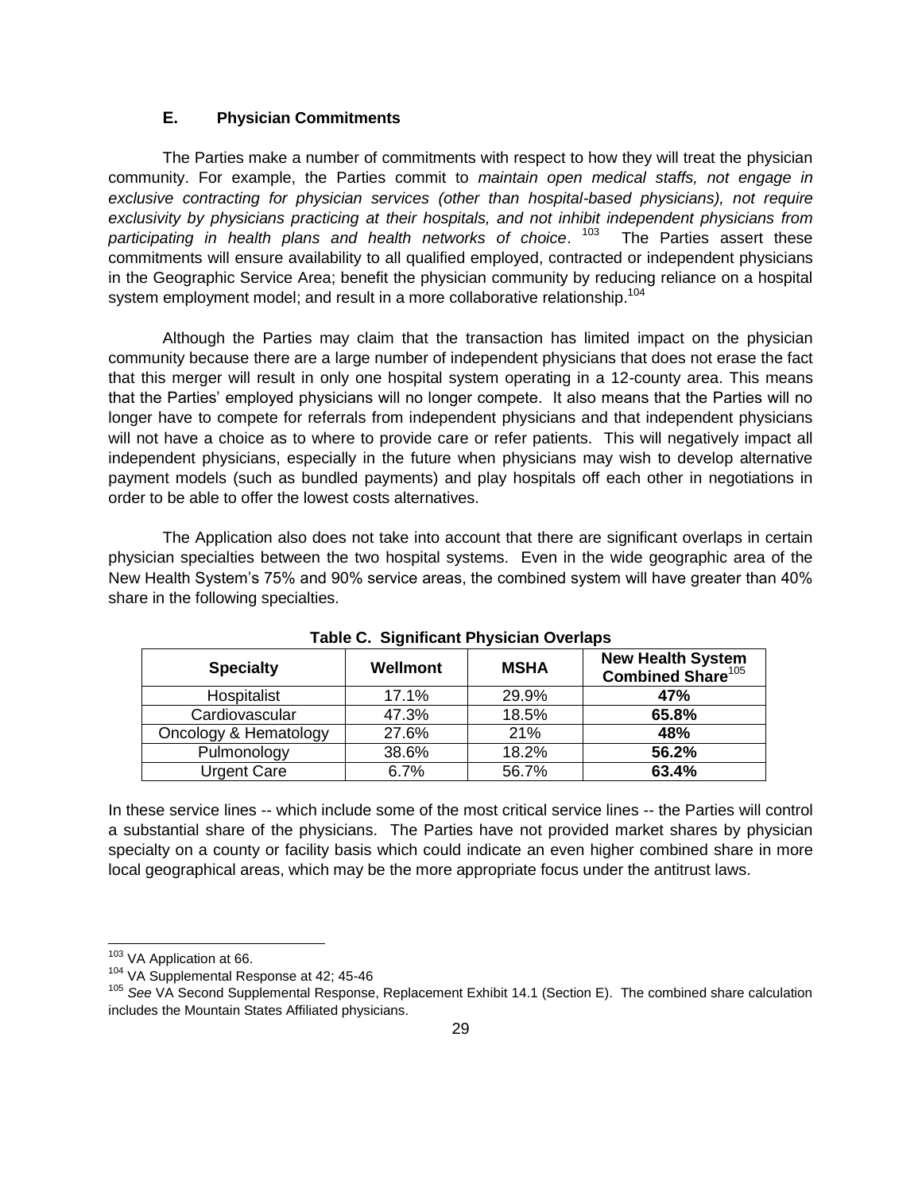### E. Physician Commitments

The Parties make a number of commitments with respect to how they will treat the physician community. For example, the Parties commit to *maintain open medical staffs, not engage in exclusive contracting for physician services (other than hospital-based physicians), not require exclusivity by physicians practicing at their hospitals, and not inhibit independent physicians from participating in health plans and health networks of choice*. [103] The Parties assert these commitments will ensure availability to all qualified employed, contracted or independent physicians in the Geographic Service Area; benefit the physician community by reducing reliance on a hospital system employment model; and result in a more collaborative relationship.[104]

Although the Parties may claim that the transaction has limited impact on the physician community because there are a large number of independent physicians that does not erase the fact that this merger will result in only one hospital system operating in a 12-county area. This means that the Parties' employed physicians will no longer compete. It also means that the Parties will no longer have to compete for referrals from independent physicians and that independent physicians will not have a choice as to where to provide care or refer patients. This will negatively impact all independent physicians, especially in the future when physicians may wish to develop alternative payment models (such as bundled payments) and play hospitals off each other in negotiations in order to be able to offer the lowest costs alternatives.

The Application also does not take into account that there are significant overlaps in certain physician specialties between the two hospital systems. Even in the wide geographic area of the New Health System's 75% and 90% service areas, the combined system will have greater than 40% share in the following specialties.

**Table C. Significant Physician Overlaps**

| Specialty | Wellmont | MSHA | New Health System Combined Share[105] |
|---|---|---|---|
| Hospitalist | 17.1% | 29.9% | **47%** |
| Cardiovascular | 47.3% | 18.5% | **65.8%** |
| Oncology & Hematology | 27.6% | 21% | **48%** |
| Pulmonology | 38.6% | 18.2% | **56.2%** |
| Urgent Care | 6.7% | 56.7% | **63.4%** |

In these service lines -- which include some of the most critical service lines -- the Parties will control a substantial share of the physicians. The Parties have not provided market shares by physician specialty on a county or facility basis which could indicate an even higher combined share in more local geographical areas, which may be the more appropriate focus under the antitrust laws.

---

[103] VA Application at 66.

[104] VA Supplemental Response at 42; 45-46

[105] *See* VA Second Supplemental Response, Replacement Exhibit 14.1 (Section E). The combined share calculation includes the Mountain States Affiliated physicians.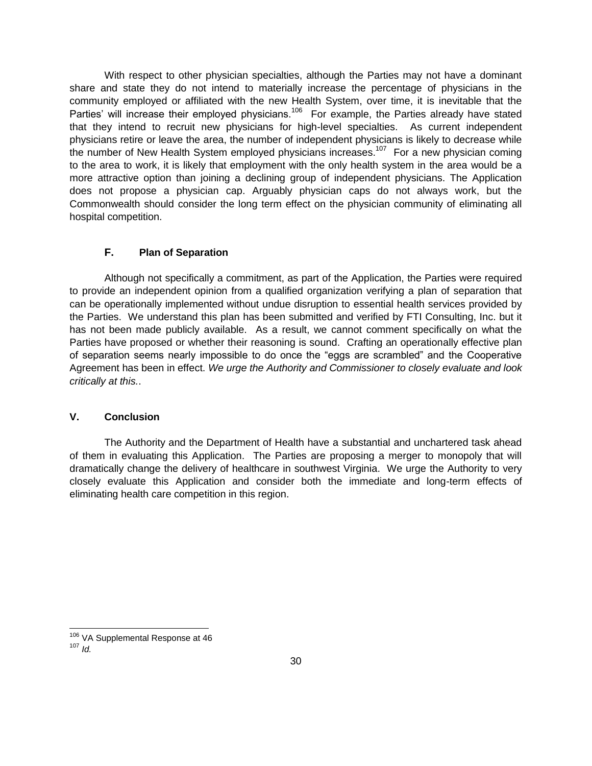With respect to other physician specialties, although the Parties may not have a dominant share and state they do not intend to materially increase the percentage of physicians in the community employed or affiliated with the new Health System, over time, it is inevitable that the Parties' will increase their employed physicians.[106] For example, the Parties already have stated that they intend to recruit new physicians for high-level specialties. As current independent physicians retire or leave the area, the number of independent physicians is likely to decrease while the number of New Health System employed physicians increases.[107] For a new physician coming to the area to work, it is likely that employment with the only health system in the area would be a more attractive option than joining a declining group of independent physicians. The Application does not propose a physician cap. Arguably physician caps do not always work, but the Commonwealth should consider the long term effect on the physician community of eliminating all hospital competition.

### F. Plan of Separation

Although not specifically a commitment, as part of the Application, the Parties were required to provide an independent opinion from a qualified organization verifying a plan of separation that can be operationally implemented without undue disruption to essential health services provided by the Parties. We understand this plan has been submitted and verified by FTI Consulting, Inc. but it has not been made publicly available. As a result, we cannot comment specifically on what the Parties have proposed or whether their reasoning is sound. Crafting an operationally effective plan of separation seems nearly impossible to do once the "eggs are scrambled" and the Cooperative Agreement has been in effect. *We urge the Authority and Commissioner to closely evaluate and look critically at this.*.

## V. Conclusion

The Authority and the Department of Health have a substantial and unchartered task ahead of them in evaluating this Application. The Parties are proposing a merger to monopoly that will dramatically change the delivery of healthcare in southwest Virginia. We urge the Authority to very closely evaluate this Application and consider both the immediate and long-term effects of eliminating health care competition in this region.

---

[106] VA Supplemental Response at 46

[107] *Id.*